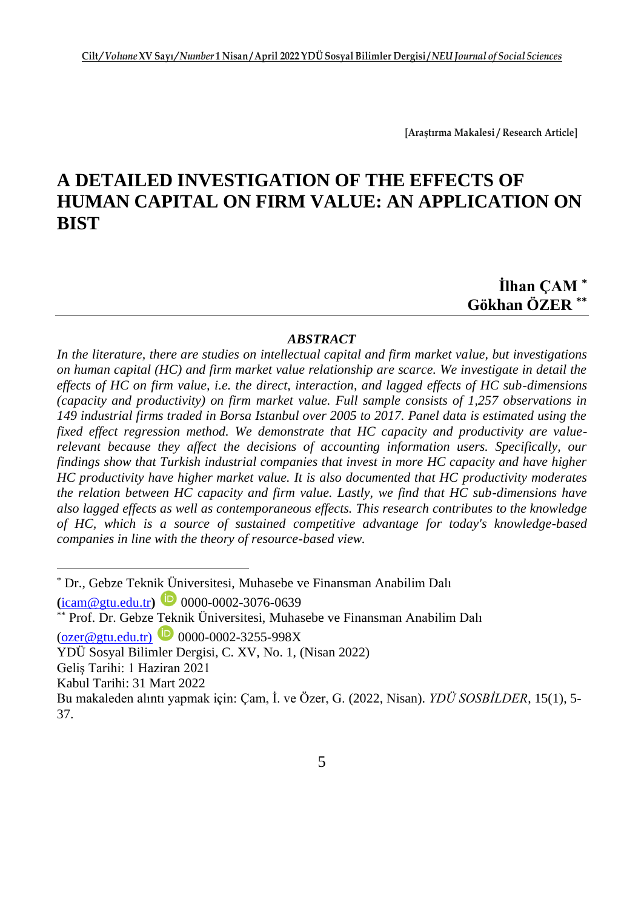[Araştırma Makalesi / Research Article]

# A DETAILED INVESTIGATION OF THE EFFECTS OF HUMAN CAPITAL ON FIRM VALUE: AN APPLICATION ON BIST

**İlhan ÇAM** [*]
**Gökhan ÖZER** [**]

### *ABSTRACT*

*In the literature, there are studies on intellectual capital and firm market value, but investigations on human capital (HC) and firm market value relationship are scarce. We investigate in detail the effects of HC on firm value, i.e. the direct, interaction, and lagged effects of HC sub-dimensions (capacity and productivity) on firm market value. Full sample consists of 1,257 observations in 149 industrial firms traded in Borsa Istanbul over 2005 to 2017. Panel data is estimated using the fixed effect regression method. We demonstrate that HC capacity and productivity are value-relevant because they affect the decisions of accounting information users. Specifically, our findings show that Turkish industrial companies that invest in more HC capacity and have higher HC productivity have higher market value. It is also documented that HC productivity moderates the relation between HC capacity and firm value. Lastly, we find that HC sub-dimensions have also lagged effects as well as contemporaneous effects. This research contributes to the knowledge of HC, which is a source of sustained competitive advantage for today's knowledge-based companies in line with the theory of resource-based view.*

---

[*] Dr., Gebze Teknik Üniversitesi, Muhasebe ve Finansman Anabilim Dalı (icam@gtu.edu.tr) 0000-0002-3076-0639

[**] Prof. Dr. Gebze Teknik Üniversitesi, Muhasebe ve Finansman Anabilim Dalı (ozer@gtu.edu.tr) 0000-0002-3255-998X

YDÜ Sosyal Bilimler Dergisi, C. XV, No. 1, (Nisan 2022)

Geliş Tarihi: 1 Haziran 2021

Kabul Tarihi: 31 Mart 2022

Bu makaleden alıntı yapmak için: Çam, İ. ve Özer, G. (2022, Nisan). *YDÜ SOSBİLDER*, 15(1), 5-37.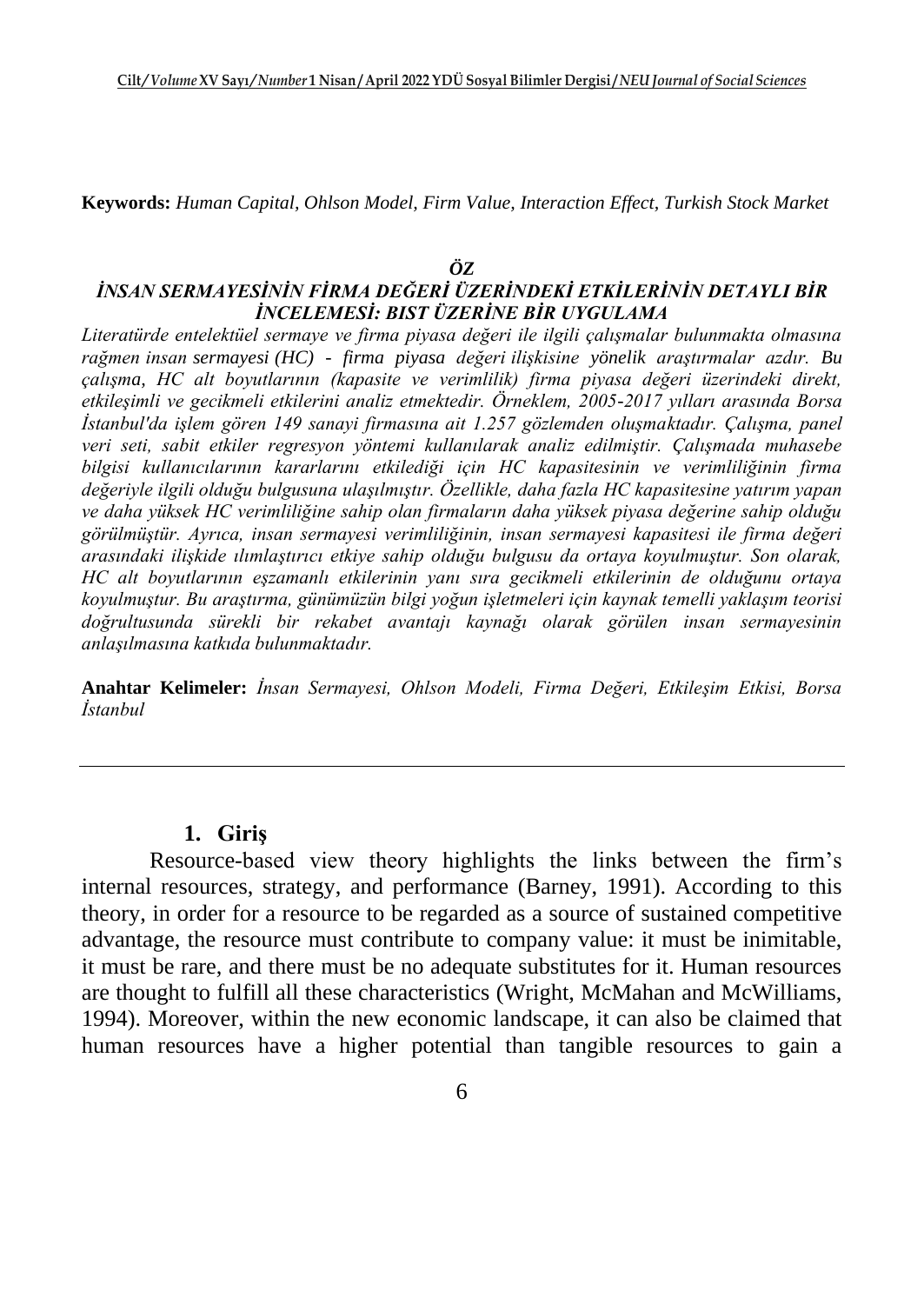**Keywords:** *Human Capital, Ohlson Model, Firm Value, Interaction Effect, Turkish Stock Market*

### *ÖZ*

### *İNSAN SERMAYESİNİN FİRMA DEĞERİ ÜZERİNDEKİ ETKİLERİNİN DETAYLI BİR İNCELEMESİ: BIST ÜZERİNE BİR UYGULAMA*

*Literatürde entelektüel sermaye ve firma piyasa değeri ile ilgili çalışmalar bulunmakta olmasına rağmen insan sermayesi (HC) - firma piyasa değeri ilişkisine yönelik araştırmalar azdır. Bu çalışma, HC alt boyutlarının (kapasite ve verimlilik) firma piyasa değeri üzerindeki direkt, etkileşimli ve gecikmeli etkilerini analiz etmektedir. Örneklem, 2005-2017 yılları arasında Borsa İstanbul'da işlem gören 149 sanayi firmasına ait 1.257 gözlemden oluşmaktadır. Çalışma, panel veri seti, sabit etkiler regresyon yöntemi kullanılarak analiz edilmiştir. Çalışmada muhasebe bilgisi kullanıcılarının kararlarını etkilediği için HC kapasitesinin ve verimliliğinin firma değeriyle ilgili olduğu bulgusuna ulaşılmıştır. Özellikle, daha fazla HC kapasitesine yatırım yapan ve daha yüksek HC verimliliğine sahip olan firmaların daha yüksek piyasa değerine sahip olduğu görülmüştür. Ayrıca, insan sermayesi verimliliğinin, insan sermayesi kapasitesi ile firma değeri arasındaki ilişkide ılımlaştırıcı etkiye sahip olduğu bulgusu da ortaya koyulmuştur. Son olarak, HC alt boyutlarının eşzamanlı etkilerinin yanı sıra gecikmeli etkilerinin de olduğunu ortaya koyulmuştur. Bu araştırma, günümüzün bilgi yoğun işletmeleri için kaynak temelli yaklaşım teorisi doğrultusunda sürekli bir rekabet avantajı kaynağı olarak görülen insan sermayesinin anlaşılmasına katkıda bulunmaktadır.*

**Anahtar Kelimeler:** *İnsan Sermayesi, Ohlson Modeli, Firma Değeri, Etkileşim Etkisi, Borsa İstanbul*

---

## 1. Giriş

Resource-based view theory highlights the links between the firm's internal resources, strategy, and performance (Barney, 1991). According to this theory, in order for a resource to be regarded as a source of sustained competitive advantage, the resource must contribute to company value: it must be inimitable, it must be rare, and there must be no adequate substitutes for it. Human resources are thought to fulfill all these characteristics (Wright, McMahan and McWilliams, 1994). Moreover, within the new economic landscape, it can also be claimed that human resources have a higher potential than tangible resources to gain a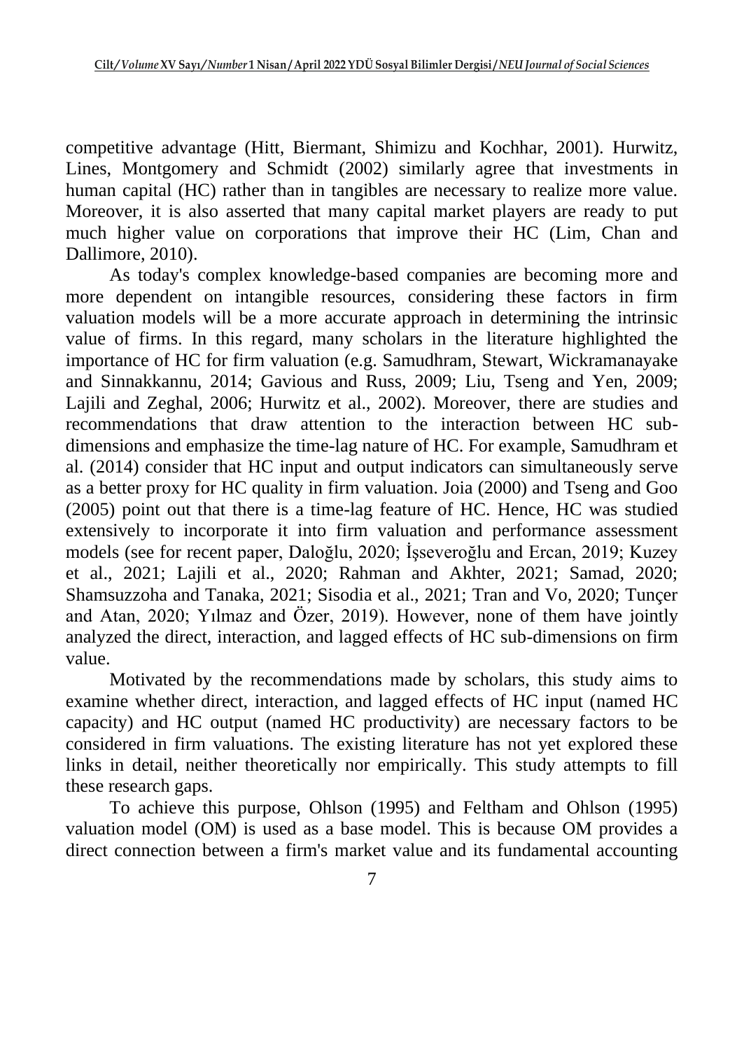competitive advantage (Hitt, Biermant, Shimizu and Kochhar, 2001). Hurwitz, Lines, Montgomery and Schmidt (2002) similarly agree that investments in human capital (HC) rather than in tangibles are necessary to realize more value. Moreover, it is also asserted that many capital market players are ready to put much higher value on corporations that improve their HC (Lim, Chan and Dallimore, 2010).

As today's complex knowledge-based companies are becoming more and more dependent on intangible resources, considering these factors in firm valuation models will be a more accurate approach in determining the intrinsic value of firms. In this regard, many scholars in the literature highlighted the importance of HC for firm valuation (e.g. Samudhram, Stewart, Wickramanayake and Sinnakkannu, 2014; Gavious and Russ, 2009; Liu, Tseng and Yen, 2009; Lajili and Zeghal, 2006; Hurwitz et al., 2002). Moreover, there are studies and recommendations that draw attention to the interaction between HC sub-dimensions and emphasize the time-lag nature of HC. For example, Samudhram et al. (2014) consider that HC input and output indicators can simultaneously serve as a better proxy for HC quality in firm valuation. Joia (2000) and Tseng and Goo (2005) point out that there is a time-lag feature of HC. Hence, HC was studied extensively to incorporate it into firm valuation and performance assessment models (see for recent paper, Daloğlu, 2020; İşseveroğlu and Ercan, 2019; Kuzey et al., 2021; Lajili et al., 2020; Rahman and Akhter, 2021; Samad, 2020; Shamsuzzoha and Tanaka, 2021; Sisodia et al., 2021; Tran and Vo, 2020; Tunçer and Atan, 2020; Yılmaz and Özer, 2019). However, none of them have jointly analyzed the direct, interaction, and lagged effects of HC sub-dimensions on firm value.

Motivated by the recommendations made by scholars, this study aims to examine whether direct, interaction, and lagged effects of HC input (named HC capacity) and HC output (named HC productivity) are necessary factors to be considered in firm valuations. The existing literature has not yet explored these links in detail, neither theoretically nor empirically. This study attempts to fill these research gaps.

To achieve this purpose, Ohlson (1995) and Feltham and Ohlson (1995) valuation model (OM) is used as a base model. This is because OM provides a direct connection between a firm's market value and its fundamental accounting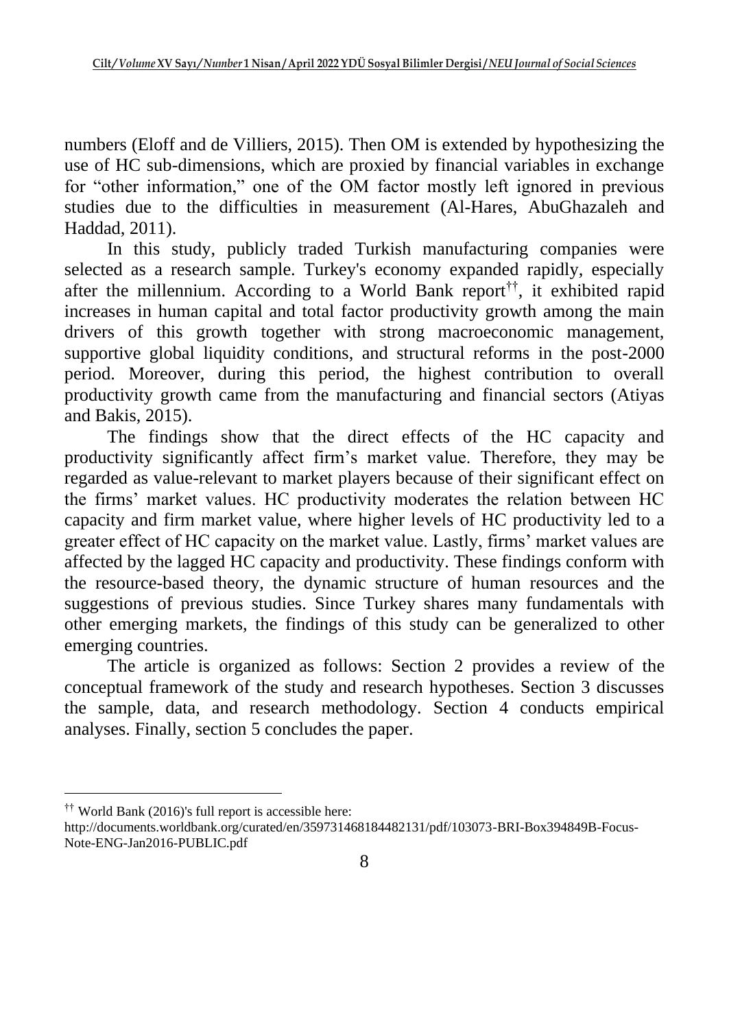numbers (Eloff and de Villiers, 2015). Then OM is extended by hypothesizing the use of HC sub-dimensions, which are proxied by financial variables in exchange for "other information," one of the OM factor mostly left ignored in previous studies due to the difficulties in measurement (Al-Hares, AbuGhazaleh and Haddad, 2011).

In this study, publicly traded Turkish manufacturing companies were selected as a research sample. Turkey's economy expanded rapidly, especially after the millennium. According to a World Bank report[††], it exhibited rapid increases in human capital and total factor productivity growth among the main drivers of this growth together with strong macroeconomic management, supportive global liquidity conditions, and structural reforms in the post-2000 period. Moreover, during this period, the highest contribution to overall productivity growth came from the manufacturing and financial sectors (Atiyas and Bakis, 2015).

The findings show that the direct effects of the HC capacity and productivity significantly affect firm's market value. Therefore, they may be regarded as value-relevant to market players because of their significant effect on the firms' market values. HC productivity moderates the relation between HC capacity and firm market value, where higher levels of HC productivity led to a greater effect of HC capacity on the market value. Lastly, firms' market values are affected by the lagged HC capacity and productivity. These findings conform with the resource-based theory, the dynamic structure of human resources and the suggestions of previous studies. Since Turkey shares many fundamentals with other emerging markets, the findings of this study can be generalized to other emerging countries.

The article is organized as follows: Section 2 provides a review of the conceptual framework of the study and research hypotheses. Section 3 discusses the sample, data, and research methodology. Section 4 conducts empirical analyses. Finally, section 5 concludes the paper.

---

[††] World Bank (2016)'s full report is accessible here: http://documents.worldbank.org/curated/en/359731468184482131/pdf/103073-BRI-Box394849B-Focus-Note-ENG-Jan2016-PUBLIC.pdf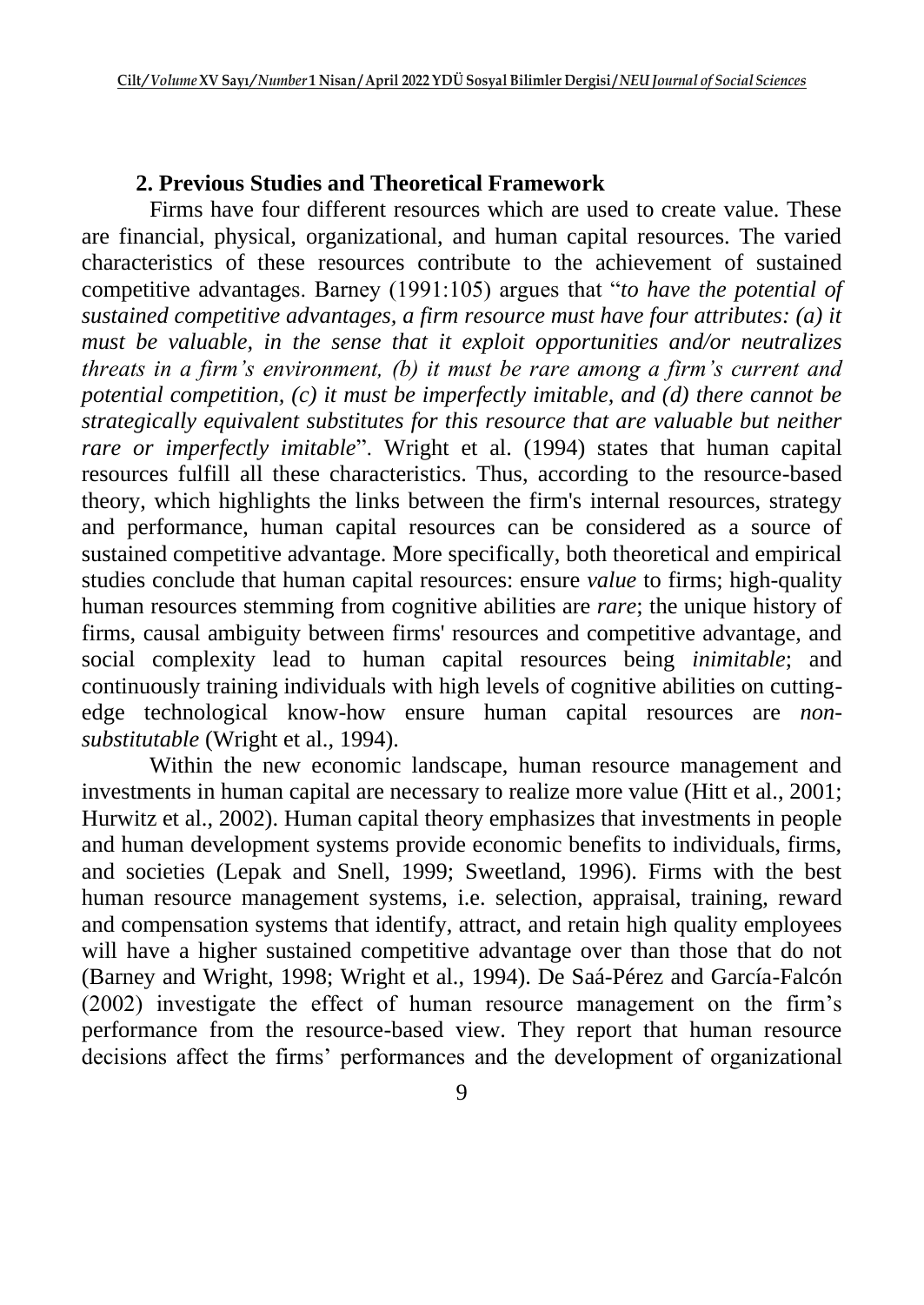## 2. Previous Studies and Theoretical Framework

Firms have four different resources which are used to create value. These are financial, physical, organizational, and human capital resources. The varied characteristics of these resources contribute to the achievement of sustained competitive advantages. Barney (1991:105) argues that "*to have the potential of sustained competitive advantages, a firm resource must have four attributes: (a) it must be valuable, in the sense that it exploit opportunities and/or neutralizes threats in a firm's environment, (b) it must be rare among a firm's current and potential competition, (c) it must be imperfectly imitable, and (d) there cannot be strategically equivalent substitutes for this resource that are valuable but neither rare or imperfectly imitable*". Wright et al. (1994) states that human capital resources fulfill all these characteristics. Thus, according to the resource-based theory, which highlights the links between the firm's internal resources, strategy and performance, human capital resources can be considered as a source of sustained competitive advantage. More specifically, both theoretical and empirical studies conclude that human capital resources: ensure *value* to firms; high-quality human resources stemming from cognitive abilities are *rare*; the unique history of firms, causal ambiguity between firms' resources and competitive advantage, and social complexity lead to human capital resources being *inimitable*; and continuously training individuals with high levels of cognitive abilities on cutting-edge technological know-how ensure human capital resources are *non-substitutable* (Wright et al., 1994).

Within the new economic landscape, human resource management and investments in human capital are necessary to realize more value (Hitt et al., 2001; Hurwitz et al., 2002). Human capital theory emphasizes that investments in people and human development systems provide economic benefits to individuals, firms, and societies (Lepak and Snell, 1999; Sweetland, 1996). Firms with the best human resource management systems, i.e. selection, appraisal, training, reward and compensation systems that identify, attract, and retain high quality employees will have a higher sustained competitive advantage over than those that do not (Barney and Wright, 1998; Wright et al., 1994). De Saá-Pérez and García-Falcón (2002) investigate the effect of human resource management on the firm's performance from the resource-based view. They report that human resource decisions affect the firms' performances and the development of organizational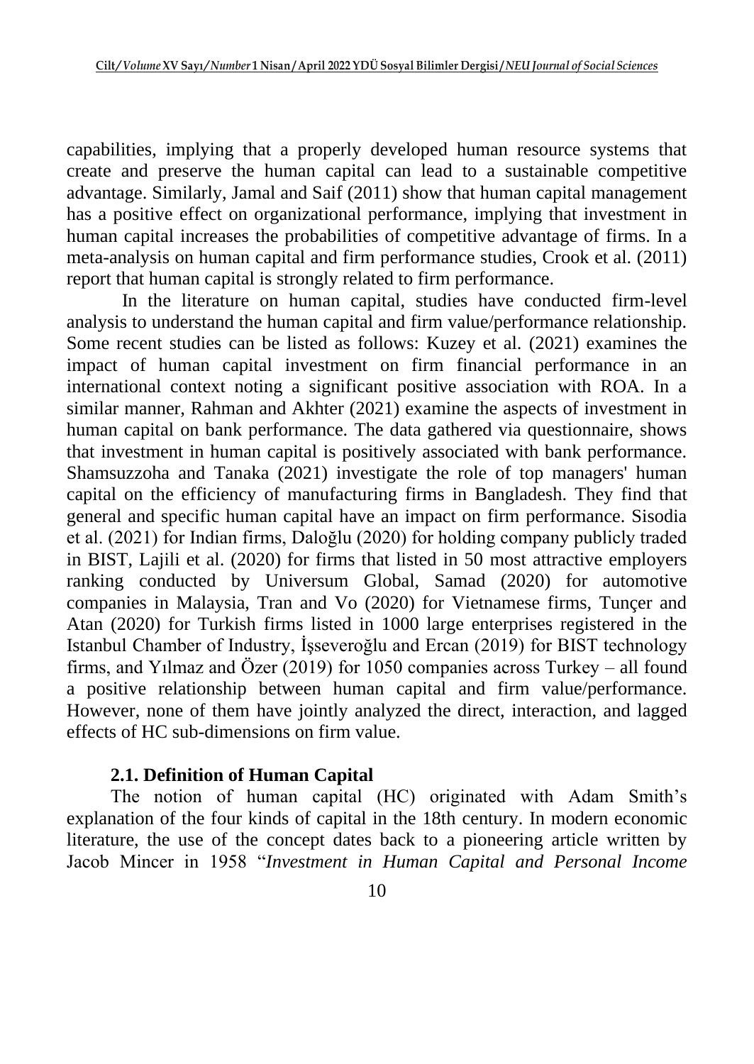capabilities, implying that a properly developed human resource systems that create and preserve the human capital can lead to a sustainable competitive advantage. Similarly, Jamal and Saif (2011) show that human capital management has a positive effect on organizational performance, implying that investment in human capital increases the probabilities of competitive advantage of firms. In a meta-analysis on human capital and firm performance studies, Crook et al. (2011) report that human capital is strongly related to firm performance.

In the literature on human capital, studies have conducted firm-level analysis to understand the human capital and firm value/performance relationship. Some recent studies can be listed as follows: Kuzey et al. (2021) examines the impact of human capital investment on firm financial performance in an international context noting a significant positive association with ROA. In a similar manner, Rahman and Akhter (2021) examine the aspects of investment in human capital on bank performance. The data gathered via questionnaire, shows that investment in human capital is positively associated with bank performance. Shamsuzzoha and Tanaka (2021) investigate the role of top managers' human capital on the efficiency of manufacturing firms in Bangladesh. They find that general and specific human capital have an impact on firm performance. Sisodia et al. (2021) for Indian firms, Daloğlu (2020) for holding company publicly traded in BIST, Lajili et al. (2020) for firms that listed in 50 most attractive employers ranking conducted by Universum Global, Samad (2020) for automotive companies in Malaysia, Tran and Vo (2020) for Vietnamese firms, Tunçer and Atan (2020) for Turkish firms listed in 1000 large enterprises registered in the Istanbul Chamber of Industry, İşseveroğlu and Ercan (2019) for BIST technology firms, and Yılmaz and Özer (2019) for 1050 companies across Turkey – all found a positive relationship between human capital and firm value/performance. However, none of them have jointly analyzed the direct, interaction, and lagged effects of HC sub-dimensions on firm value.

### 2.1. Definition of Human Capital

The notion of human capital (HC) originated with Adam Smith's explanation of the four kinds of capital in the 18th century. In modern economic literature, the use of the concept dates back to a pioneering article written by Jacob Mincer in 1958 "*Investment in Human Capital and Personal Income*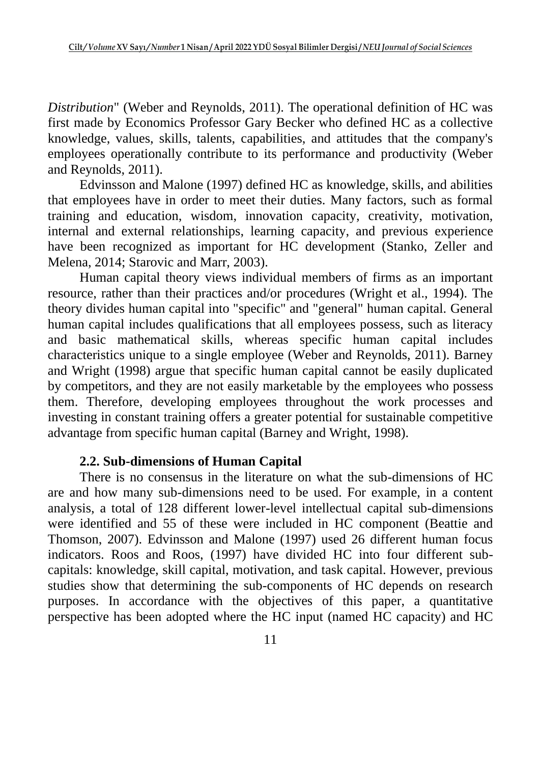*Distribution*" (Weber and Reynolds, 2011). The operational definition of HC was first made by Economics Professor Gary Becker who defined HC as a collective knowledge, values, skills, talents, capabilities, and attitudes that the company's employees operationally contribute to its performance and productivity (Weber and Reynolds, 2011).

Edvinsson and Malone (1997) defined HC as knowledge, skills, and abilities that employees have in order to meet their duties. Many factors, such as formal training and education, wisdom, innovation capacity, creativity, motivation, internal and external relationships, learning capacity, and previous experience have been recognized as important for HC development (Stanko, Zeller and Melena, 2014; Starovic and Marr, 2003).

Human capital theory views individual members of firms as an important resource, rather than their practices and/or procedures (Wright et al., 1994). The theory divides human capital into "specific" and "general" human capital. General human capital includes qualifications that all employees possess, such as literacy and basic mathematical skills, whereas specific human capital includes characteristics unique to a single employee (Weber and Reynolds, 2011). Barney and Wright (1998) argue that specific human capital cannot be easily duplicated by competitors, and they are not easily marketable by the employees who possess them. Therefore, developing employees throughout the work processes and investing in constant training offers a greater potential for sustainable competitive advantage from specific human capital (Barney and Wright, 1998).

### 2.2. Sub-dimensions of Human Capital

There is no consensus in the literature on what the sub-dimensions of HC are and how many sub-dimensions need to be used. For example, in a content analysis, a total of 128 different lower-level intellectual capital sub-dimensions were identified and 55 of these were included in HC component (Beattie and Thomson, 2007). Edvinsson and Malone (1997) used 26 different human focus indicators. Roos and Roos, (1997) have divided HC into four different sub-capitals: knowledge, skill capital, motivation, and task capital. However, previous studies show that determining the sub-components of HC depends on research purposes. In accordance with the objectives of this paper, a quantitative perspective has been adopted where the HC input (named HC capacity) and HC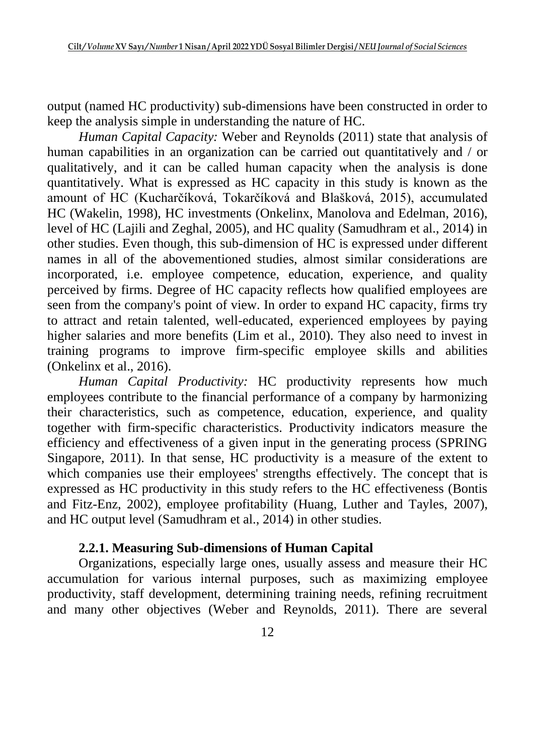output (named HC productivity) sub-dimensions have been constructed in order to keep the analysis simple in understanding the nature of HC.

*Human Capital Capacity:* Weber and Reynolds (2011) state that analysis of human capabilities in an organization can be carried out quantitatively and / or qualitatively, and it can be called human capacity when the analysis is done quantitatively. What is expressed as HC capacity in this study is known as the amount of HC (Kucharčíková, Tokarčíková and Blašková, 2015), accumulated HC (Wakelin, 1998), HC investments (Onkelinx, Manolova and Edelman, 2016), level of HC (Lajili and Zeghal, 2005), and HC quality (Samudhram et al., 2014) in other studies. Even though, this sub-dimension of HC is expressed under different names in all of the abovementioned studies, almost similar considerations are incorporated, i.e. employee competence, education, experience, and quality perceived by firms. Degree of HC capacity reflects how qualified employees are seen from the company's point of view. In order to expand HC capacity, firms try to attract and retain talented, well-educated, experienced employees by paying higher salaries and more benefits (Lim et al., 2010). They also need to invest in training programs to improve firm-specific employee skills and abilities (Onkelinx et al., 2016).

*Human Capital Productivity:* HC productivity represents how much employees contribute to the financial performance of a company by harmonizing their characteristics, such as competence, education, experience, and quality together with firm-specific characteristics. Productivity indicators measure the efficiency and effectiveness of a given input in the generating process (SPRING Singapore, 2011). In that sense, HC productivity is a measure of the extent to which companies use their employees' strengths effectively. The concept that is expressed as HC productivity in this study refers to the HC effectiveness (Bontis and Fitz-Enz, 2002), employee profitability (Huang, Luther and Tayles, 2007), and HC output level (Samudhram et al., 2014) in other studies.

### 2.2.1. Measuring Sub-dimensions of Human Capital

Organizations, especially large ones, usually assess and measure their HC accumulation for various internal purposes, such as maximizing employee productivity, staff development, determining training needs, refining recruitment and many other objectives (Weber and Reynolds, 2011). There are several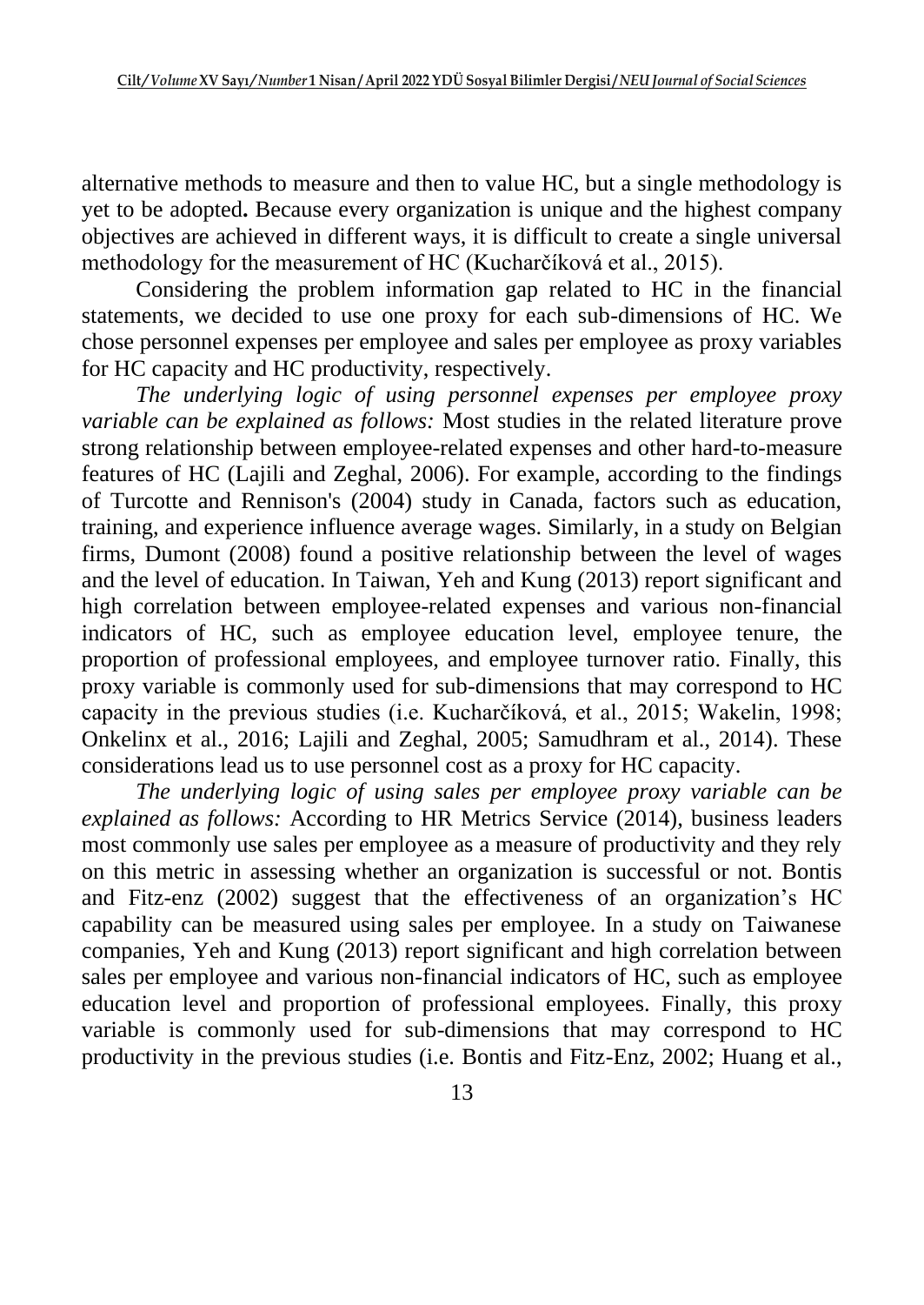alternative methods to measure and then to value HC, but a single methodology is yet to be adopted**.** Because every organization is unique and the highest company objectives are achieved in different ways, it is difficult to create a single universal methodology for the measurement of HC (Kucharčíková et al., 2015).

Considering the problem information gap related to HC in the financial statements, we decided to use one proxy for each sub-dimensions of HC. We chose personnel expenses per employee and sales per employee as proxy variables for HC capacity and HC productivity, respectively.

*The underlying logic of using personnel expenses per employee proxy variable can be explained as follows:* Most studies in the related literature prove strong relationship between employee-related expenses and other hard-to-measure features of HC (Lajili and Zeghal, 2006). For example, according to the findings of Turcotte and Rennison's (2004) study in Canada, factors such as education, training, and experience influence average wages. Similarly, in a study on Belgian firms, Dumont (2008) found a positive relationship between the level of wages and the level of education. In Taiwan, Yeh and Kung (2013) report significant and high correlation between employee-related expenses and various non-financial indicators of HC, such as employee education level, employee tenure, the proportion of professional employees, and employee turnover ratio. Finally, this proxy variable is commonly used for sub-dimensions that may correspond to HC capacity in the previous studies (i.e. Kucharčíková, et al., 2015; Wakelin, 1998; Onkelinx et al., 2016; Lajili and Zeghal, 2005; Samudhram et al., 2014). These considerations lead us to use personnel cost as a proxy for HC capacity.

*The underlying logic of using sales per employee proxy variable can be explained as follows:* According to HR Metrics Service (2014), business leaders most commonly use sales per employee as a measure of productivity and they rely on this metric in assessing whether an organization is successful or not. Bontis and Fitz-enz (2002) suggest that the effectiveness of an organization's HC capability can be measured using sales per employee. In a study on Taiwanese companies, Yeh and Kung (2013) report significant and high correlation between sales per employee and various non-financial indicators of HC, such as employee education level and proportion of professional employees. Finally, this proxy variable is commonly used for sub-dimensions that may correspond to HC productivity in the previous studies (i.e. Bontis and Fitz-Enz, 2002; Huang et al.,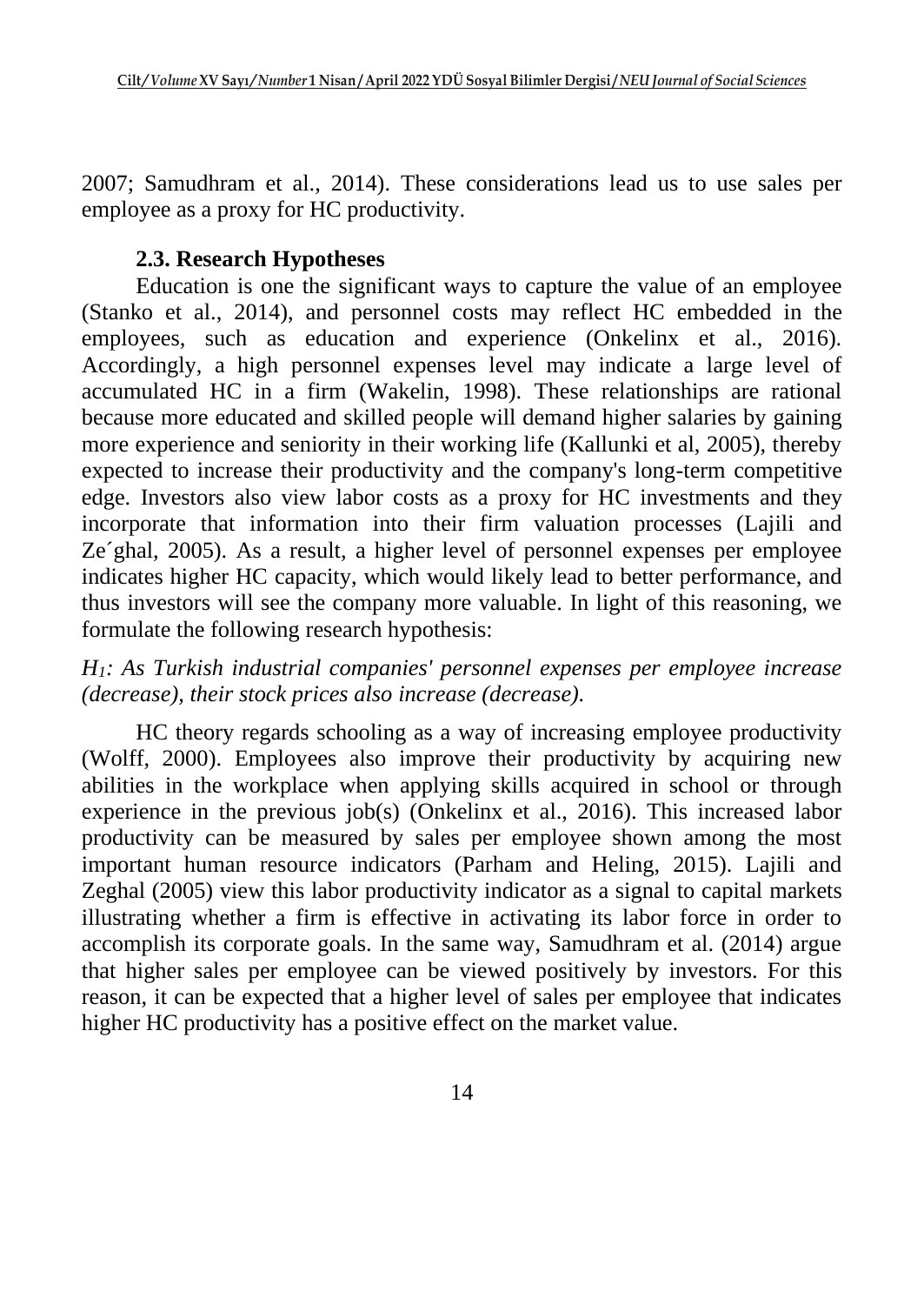2007; Samudhram et al., 2014). These considerations lead us to use sales per employee as a proxy for HC productivity.

### 2.3. Research Hypotheses

Education is one the significant ways to capture the value of an employee (Stanko et al., 2014), and personnel costs may reflect HC embedded in the employees, such as education and experience (Onkelinx et al., 2016). Accordingly, a high personnel expenses level may indicate a large level of accumulated HC in a firm (Wakelin, 1998). These relationships are rational because more educated and skilled people will demand higher salaries by gaining more experience and seniority in their working life (Kallunki et al, 2005), thereby expected to increase their productivity and the company's long-term competitive edge. Investors also view labor costs as a proxy for HC investments and they incorporate that information into their firm valuation processes (Lajili and Ze´ghal, 2005). As a result, a higher level of personnel expenses per employee indicates higher HC capacity, which would likely lead to better performance, and thus investors will see the company more valuable. In light of this reasoning, we formulate the following research hypothesis:

*$H_1$: As Turkish industrial companies' personnel expenses per employee increase (decrease), their stock prices also increase (decrease).*

HC theory regards schooling as a way of increasing employee productivity (Wolff, 2000). Employees also improve their productivity by acquiring new abilities in the workplace when applying skills acquired in school or through experience in the previous job(s) (Onkelinx et al., 2016). This increased labor productivity can be measured by sales per employee shown among the most important human resource indicators (Parham and Heling, 2015). Lajili and Zeghal (2005) view this labor productivity indicator as a signal to capital markets illustrating whether a firm is effective in activating its labor force in order to accomplish its corporate goals. In the same way, Samudhram et al. (2014) argue that higher sales per employee can be viewed positively by investors. For this reason, it can be expected that a higher level of sales per employee that indicates higher HC productivity has a positive effect on the market value.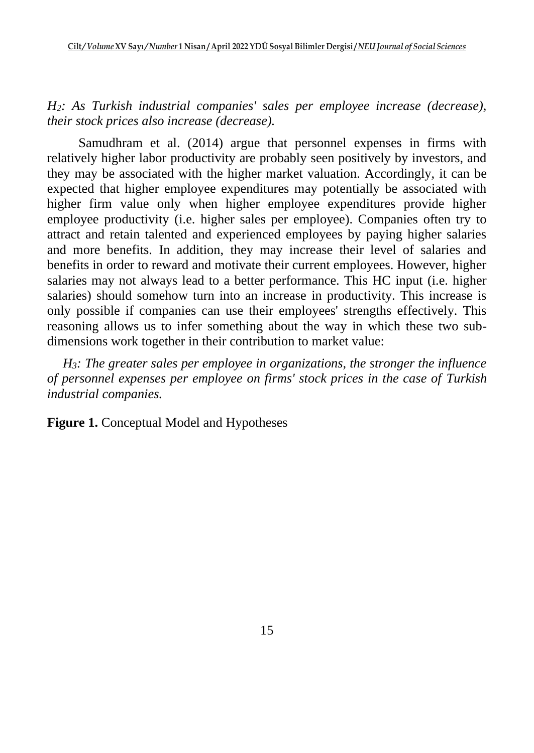*$H_2$: As Turkish industrial companies' sales per employee increase (decrease), their stock prices also increase (decrease).*

Samudhram et al. (2014) argue that personnel expenses in firms with relatively higher labor productivity are probably seen positively by investors, and they may be associated with the higher market valuation. Accordingly, it can be expected that higher employee expenditures may potentially be associated with higher firm value only when higher employee expenditures provide higher employee productivity (i.e. higher sales per employee). Companies often try to attract and retain talented and experienced employees by paying higher salaries and more benefits. In addition, they may increase their level of salaries and benefits in order to reward and motivate their current employees. However, higher salaries may not always lead to a better performance. This HC input (i.e. higher salaries) should somehow turn into an increase in productivity. This increase is only possible if companies can use their employees' strengths effectively. This reasoning allows us to infer something about the way in which these two sub-dimensions work together in their contribution to market value:

*$H_3$: The greater sales per employee in organizations, the stronger the influence of personnel expenses per employee on firms' stock prices in the case of Turkish industrial companies.*

**Figure 1.** Conceptual Model and Hypotheses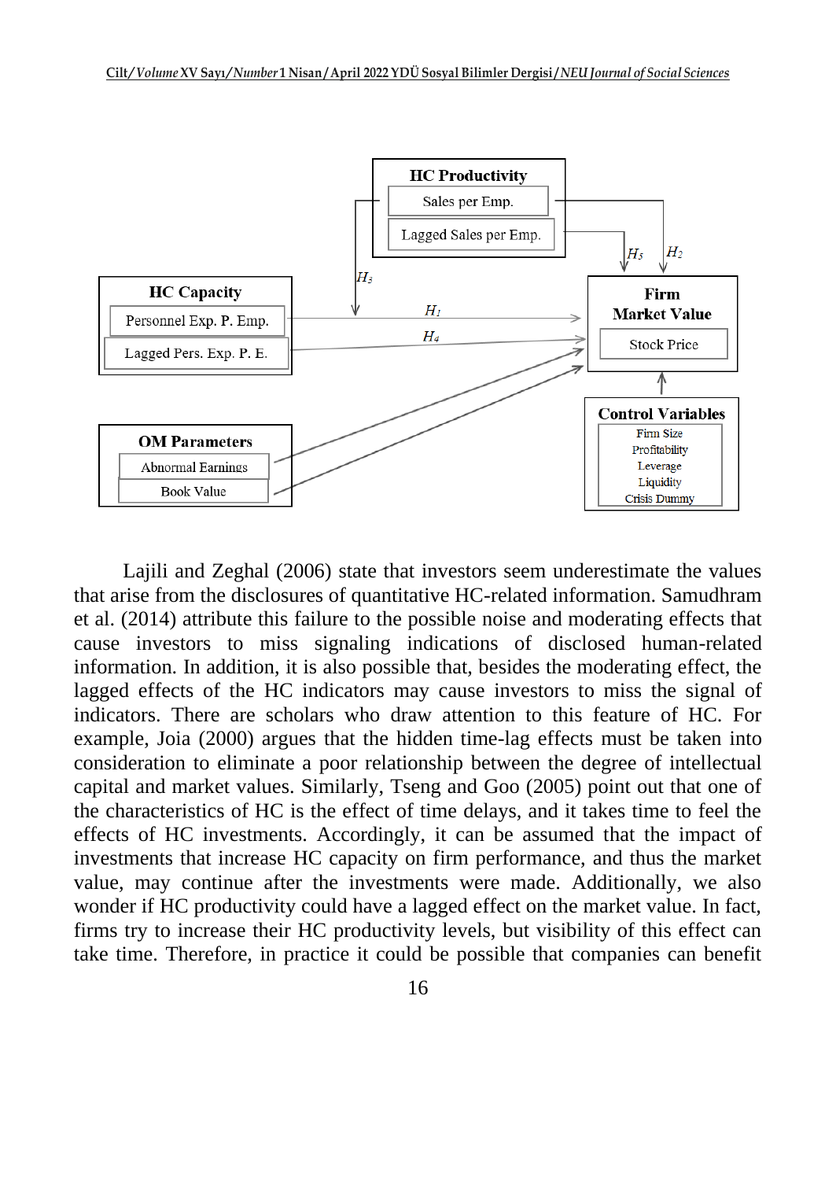Lajili and Zeghal (2006) state that investors seem underestimate the values that arise from the disclosures of quantitative HC-related information. Samudhram et al. (2014) attribute this failure to the possible noise and moderating effects that cause investors to miss signaling indications of disclosed human-related information. In addition, it is also possible that, besides the moderating effect, the lagged effects of the HC indicators may cause investors to miss the signal of indicators. There are scholars who draw attention to this feature of HC. For example, Joia (2000) argues that the hidden time-lag effects must be taken into consideration to eliminate a poor relationship between the degree of intellectual capital and market values. Similarly, Tseng and Goo (2005) point out that one of the characteristics of HC is the effect of time delays, and it takes time to feel the effects of HC investments. Accordingly, it can be assumed that the impact of investments that increase HC capacity on firm performance, and thus the market value, may continue after the investments were made. Additionally, we also wonder if HC productivity could have a lagged effect on the market value. In fact, firms try to increase their HC productivity levels, but visibility of this effect can take time. Therefore, in practice it could be possible that companies can benefit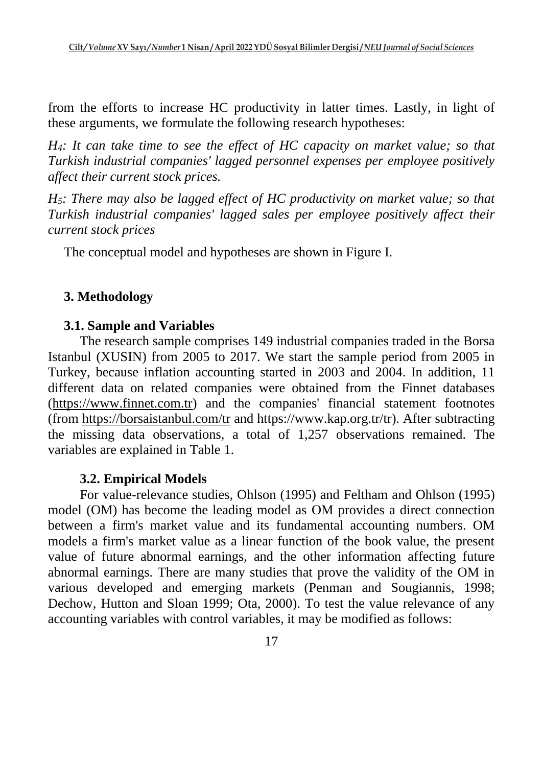from the efforts to increase HC productivity in latter times. Lastly, in light of these arguments, we formulate the following research hypotheses:

*$H_4$: It can take time to see the effect of HC capacity on market value; so that Turkish industrial companies' lagged personnel expenses per employee positively affect their current stock prices.*

*$H_5$: There may also be lagged effect of HC productivity on market value; so that Turkish industrial companies' lagged sales per employee positively affect their current stock prices*

The conceptual model and hypotheses are shown in Figure I.

## 3. Methodology

### 3.1. Sample and Variables

The research sample comprises 149 industrial companies traded in the Borsa Istanbul (XUSIN) from 2005 to 2017. We start the sample period from 2005 in Turkey, because inflation accounting started in 2003 and 2004. In addition, 11 different data on related companies were obtained from the Finnet databases (https://www.finnet.com.tr) and the companies' financial statement footnotes (from https://borsaistanbul.com/tr and https://www.kap.org.tr/tr). After subtracting the missing data observations, a total of 1,257 observations remained. The variables are explained in Table 1.

### 3.2. Empirical Models

For value-relevance studies, Ohlson (1995) and Feltham and Ohlson (1995) model (OM) has become the leading model as OM provides a direct connection between a firm's market value and its fundamental accounting numbers. OM models a firm's market value as a linear function of the book value, the present value of future abnormal earnings, and the other information affecting future abnormal earnings. There are many studies that prove the validity of the OM in various developed and emerging markets (Penman and Sougiannis, 1998; Dechow, Hutton and Sloan 1999; Ota, 2000). To test the value relevance of any accounting variables with control variables, it may be modified as follows: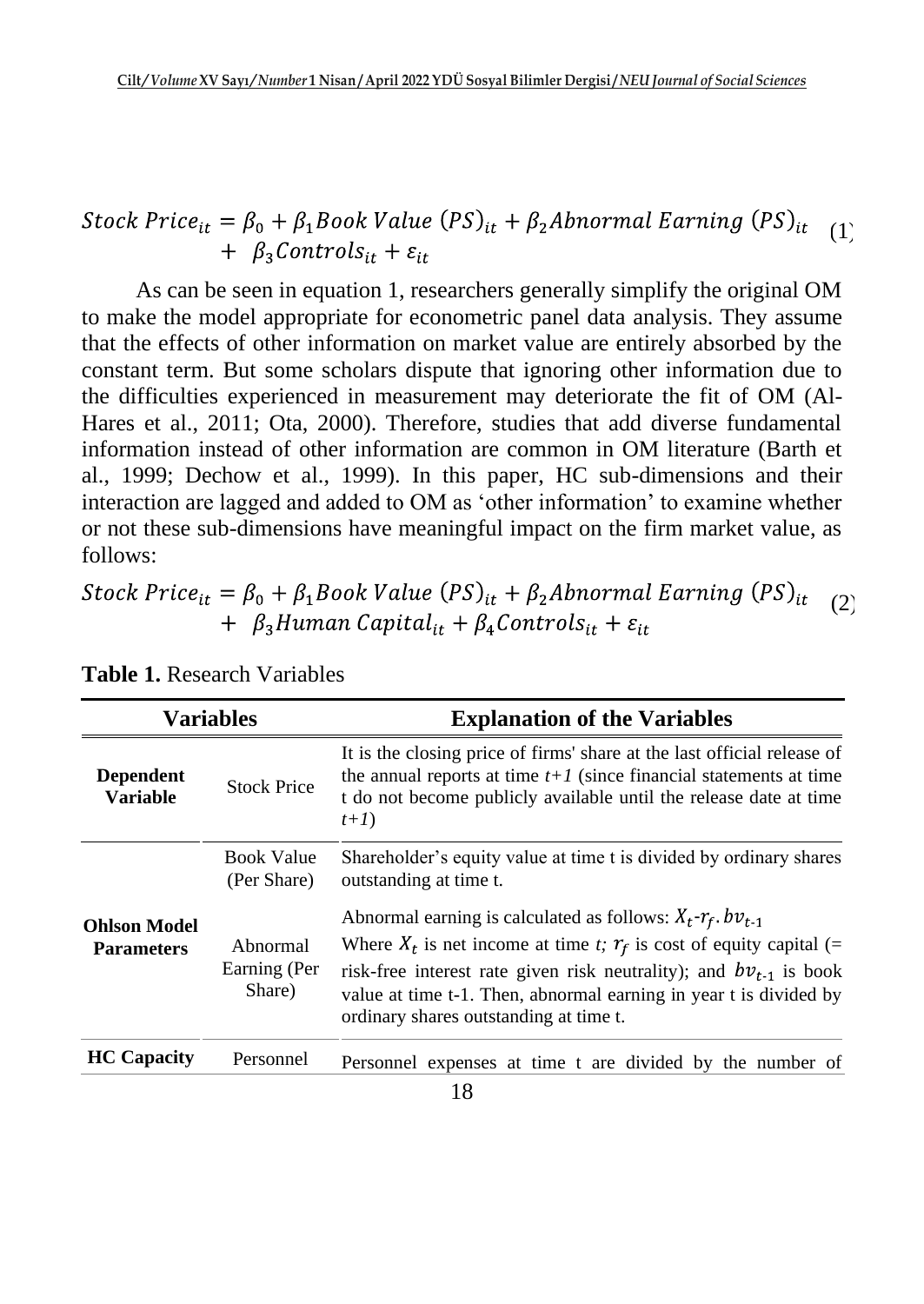$$Stock\ Price_{it} = \beta_0 + \beta_1 Book\ Value\ (PS)_{it} + \beta_2 Abnormal\ Earning\ (PS)_{it} + \beta_3 Controls_{it} + \varepsilon_{it} \quad (1)$$

As can be seen in equation 1, researchers generally simplify the original OM to make the model appropriate for econometric panel data analysis. They assume that the effects of other information on market value are entirely absorbed by the constant term. But some scholars dispute that ignoring other information due to the difficulties experienced in measurement may deteriorate the fit of OM (Al-Hares et al., 2011; Ota, 2000). Therefore, studies that add diverse fundamental information instead of other information are common in OM literature (Barth et al., 1999; Dechow et al., 1999). In this paper, HC sub-dimensions and their interaction are lagged and added to OM as 'other information' to examine whether or not these sub-dimensions have meaningful impact on the firm market value, as follows:

$$Stock\ Price_{it} = \beta_0 + \beta_1 Book\ Value\ (PS)_{it} + \beta_2 Abnormal\ Earning\ (PS)_{it} + \beta_3 Human\ Capital_{it} + \beta_4 Controls_{it} + \varepsilon_{it} \quad (2)$$

**Table 1.** Research Variables

| Variables | | Explanation of the Variables |
|---|---|---|
| **Dependent Variable** | Stock Price | It is the closing price of firms' share at the last official release of the annual reports at time *t+1* (since financial statements at time t do not become publicly available until the release date at time *t+1*) |
| **Ohlson Model Parameters** | Book Value (Per Share) | Shareholder's equity value at time t is divided by ordinary shares outstanding at time t. |
| | Abnormal Earning (Per Share) | Abnormal earning is calculated as follows: $X_t$-$r_f . bv_{t\text{-}1}$ Where $X_t$ is net income at time *t;* $r_f$ is cost of equity capital (= risk-free interest rate given risk neutrality); and $bv_{t\text{-}1}$ is book value at time t-1. Then, abnormal earning in year t is divided by ordinary shares outstanding at time t. |
| **HC Capacity** | Personnel | Personnel expenses at time t are divided by the number of |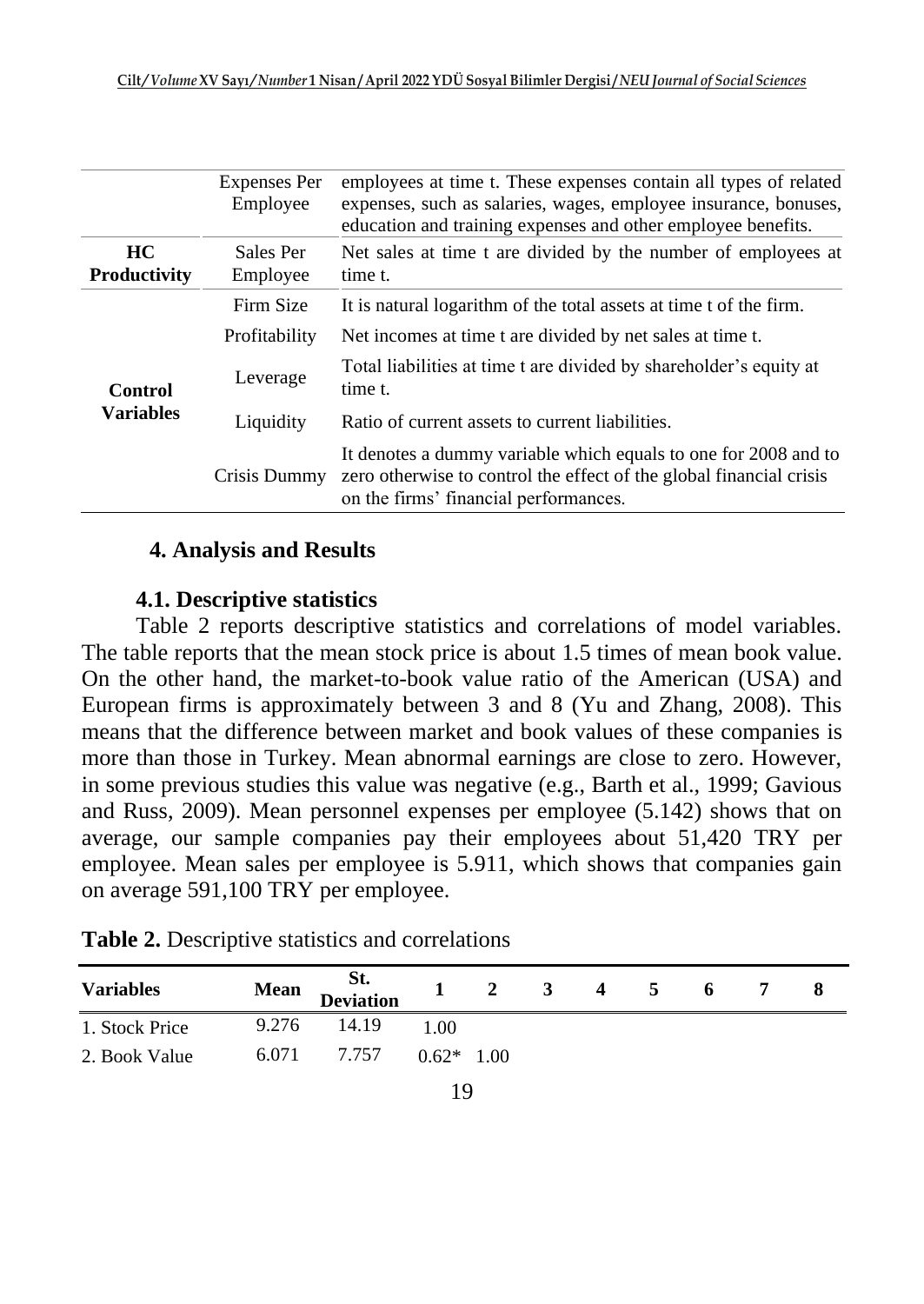| | | |
|---|---|---|
| | Expenses Per Employee | employees at time t. These expenses contain all types of related expenses, such as salaries, wages, employee insurance, bonuses, education and training expenses and other employee benefits. |
| **HC Productivity** | Sales Per Employee | Net sales at time t are divided by the number of employees at time t. |
| **Control Variables** | Firm Size | It is natural logarithm of the total assets at time t of the firm. |
| | Profitability | Net incomes at time t are divided by net sales at time t. |
| | Leverage | Total liabilities at time t are divided by shareholder's equity at time t. |
| | Liquidity | Ratio of current assets to current liabilities. |
| | Crisis Dummy | It denotes a dummy variable which equals to one for 2008 and to zero otherwise to control the effect of the global financial crisis on the firms' financial performances. |

## 4. Analysis and Results

### 4.1. Descriptive statistics

Table 2 reports descriptive statistics and correlations of model variables. The table reports that the mean stock price is about 1.5 times of mean book value. On the other hand, the market-to-book value ratio of the American (USA) and European firms is approximately between 3 and 8 (Yu and Zhang, 2008). This means that the difference between market and book values of these companies is more than those in Turkey. Mean abnormal earnings are close to zero. However, in some previous studies this value was negative (e.g., Barth et al., 1999; Gavious and Russ, 2009). Mean personnel expenses per employee (5.142) shows that on average, our sample companies pay their employees about 51,420 TRY per employee. Mean sales per employee is 5.911, which shows that companies gain on average 591,100 TRY per employee.

**Table 2.** Descriptive statistics and correlations

| Variables | Mean | St. Deviation | 1 | 2 | 3 | 4 | 5 | 6 | 7 | 8 |
|---|---|---|---|---|---|---|---|---|---|---|
| 1. Stock Price | 9.276 | 14.19 | 1.00 | | | | | | | |
| 2. Book Value | 6.071 | 7.757 | 0.62* | 1.00 | | | | | | |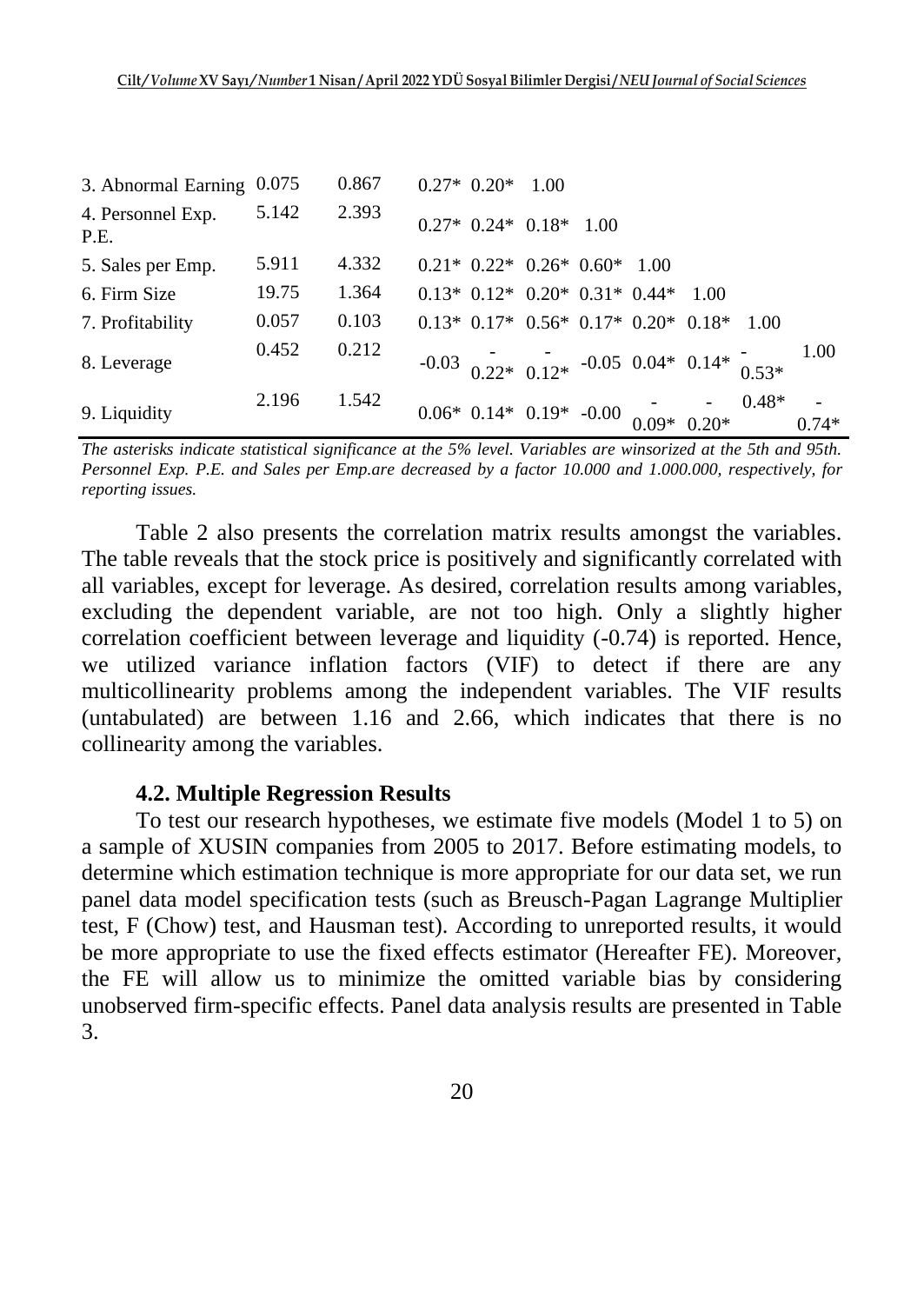| | | | | | | | | | | | |
|---|---|---|---|---|---|---|---|---|---|---|---|
| 3. Abnormal Earning | 0.075 | 0.867 | 0.27* | 0.20* | 1.00 | | | | | | |
| 4. Personnel Exp. P.E. | 5.142 | 2.393 | 0.27* | 0.24* | 0.18* | 1.00 | | | | | |
| 5. Sales per Emp. | 5.911 | 4.332 | 0.21* | 0.22* | 0.26* | 0.60* | 1.00 | | | | |
| 6. Firm Size | 19.75 | 1.364 | 0.13* | 0.12* | 0.20* | 0.31* | 0.44* | 1.00 | | | |
| 7. Profitability | 0.057 | 0.103 | 0.13* | 0.17* | 0.56* | 0.17* | 0.20* | 0.18* | 1.00 | | |
| 8. Leverage | 0.452 | 0.212 | -0.03 | -0.22* | -0.12* | -0.05 | 0.04* | 0.14* | -0.53* | 1.00 | |
| 9. Liquidity | 2.196 | 1.542 | 0.06* | 0.14* | 0.19* | -0.00 | -0.09* | -0.20* | 0.48* | -0.74* | |

*The asterisks indicate statistical significance at the 5% level. Variables are winsorized at the 5th and 95th. Personnel Exp. P.E. and Sales per Emp.are decreased by a factor 10.000 and 1.000.000, respectively, for reporting issues.*

Table 2 also presents the correlation matrix results amongst the variables. The table reveals that the stock price is positively and significantly correlated with all variables, except for leverage. As desired, correlation results among variables, excluding the dependent variable, are not too high. Only a slightly higher correlation coefficient between leverage and liquidity (-0.74) is reported. Hence, we utilized variance inflation factors (VIF) to detect if there are any multicollinearity problems among the independent variables. The VIF results (untabulated) are between 1.16 and 2.66, which indicates that there is no collinearity among the variables.

### 4.2. Multiple Regression Results

To test our research hypotheses, we estimate five models (Model 1 to 5) on a sample of XUSIN companies from 2005 to 2017. Before estimating models, to determine which estimation technique is more appropriate for our data set, we run panel data model specification tests (such as Breusch-Pagan Lagrange Multiplier test, F (Chow) test, and Hausman test). According to unreported results, it would be more appropriate to use the fixed effects estimator (Hereafter FE). Moreover, the FE will allow us to minimize the omitted variable bias by considering unobserved firm-specific effects. Panel data analysis results are presented in Table 3.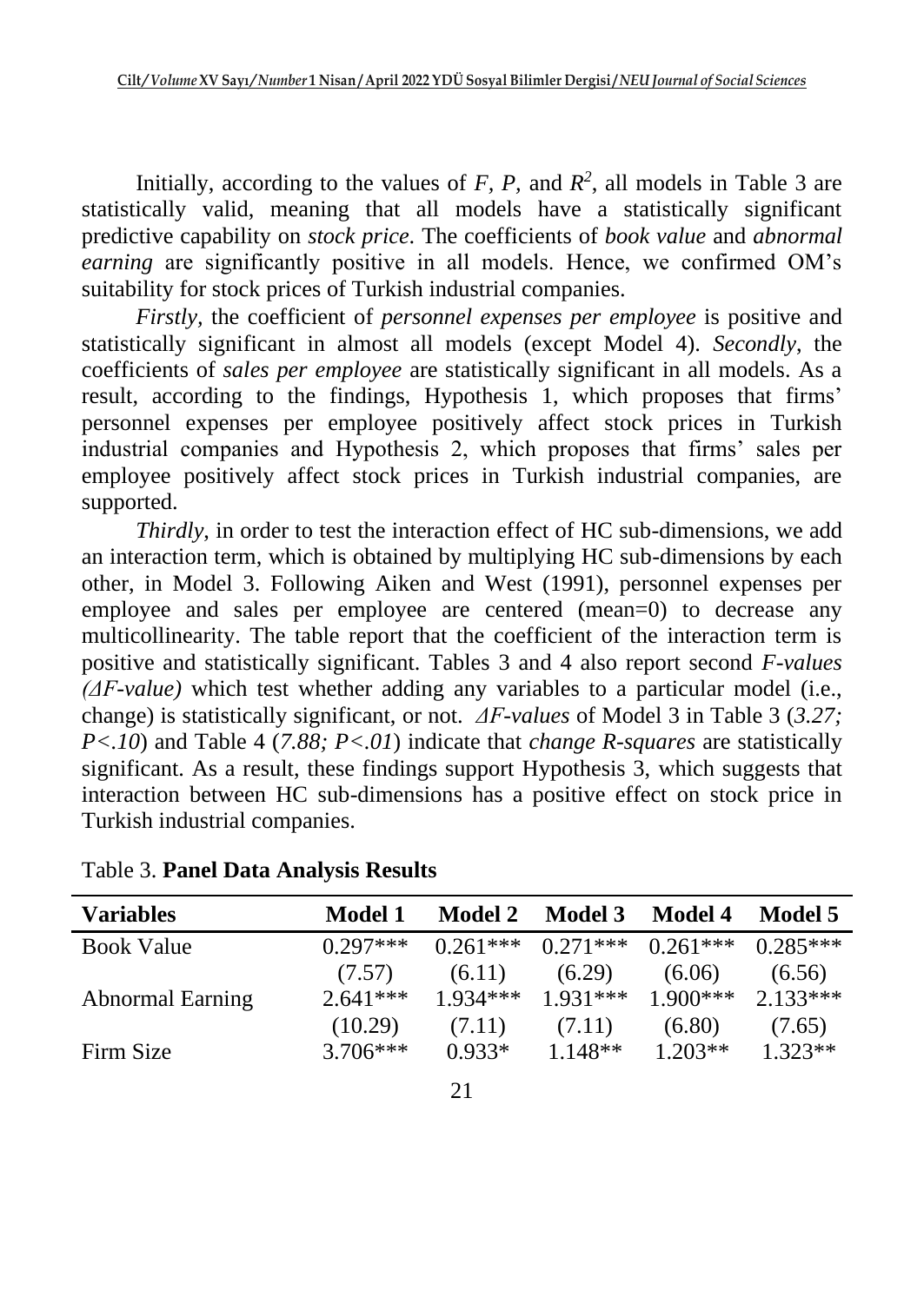Initially, according to the values of *F*, *P*, and $R^2$, all models in Table 3 are statistically valid, meaning that all models have a statistically significant predictive capability on *stock price*. The coefficients of *book value* and *abnormal earning* are significantly positive in all models. Hence, we confirmed OM's suitability for stock prices of Turkish industrial companies.

*Firstly*, the coefficient of *personnel expenses per employee* is positive and statistically significant in almost all models (except Model 4). *Secondly*, the coefficients of *sales per employee* are statistically significant in all models. As a result, according to the findings, Hypothesis 1, which proposes that firms' personnel expenses per employee positively affect stock prices in Turkish industrial companies and Hypothesis 2, which proposes that firms' sales per employee positively affect stock prices in Turkish industrial companies, are supported.

*Thirdly*, in order to test the interaction effect of HC sub-dimensions, we add an interaction term, which is obtained by multiplying HC sub-dimensions by each other, in Model 3. Following Aiken and West (1991), personnel expenses per employee and sales per employee are centered (mean=0) to decrease any multicollinearity. The table report that the coefficient of the interaction term is positive and statistically significant. Tables 3 and 4 also report second *F-values (ΔF-value)* which test whether adding any variables to a particular model (i.e., change) is statistically significant, or not. *ΔF-values* of Model 3 in Table 3 (*3.27;* $P<.10$) and Table 4 (*7.88;* $P<.01$) indicate that *change R-squares* are statistically significant. As a result, these findings support Hypothesis 3, which suggests that interaction between HC sub-dimensions has a positive effect on stock price in Turkish industrial companies.

Table 3. **Panel Data Analysis Results**

| **Variables** | **Model 1** | **Model 2** | **Model 3** | **Model 4** | **Model 5** |
|---|---|---|---|---|---|
| Book Value | 0.297*** | 0.261*** | 0.271*** | 0.261*** | 0.285*** |
| | (7.57) | (6.11) | (6.29) | (6.06) | (6.56) |
| Abnormal Earning | 2.641*** | 1.934*** | 1.931*** | 1.900*** | 2.133*** |
| | (10.29) | (7.11) | (7.11) | (6.80) | (7.65) |
| Firm Size | 3.706*** | 0.933* | 1.148** | 1.203** | 1.323** |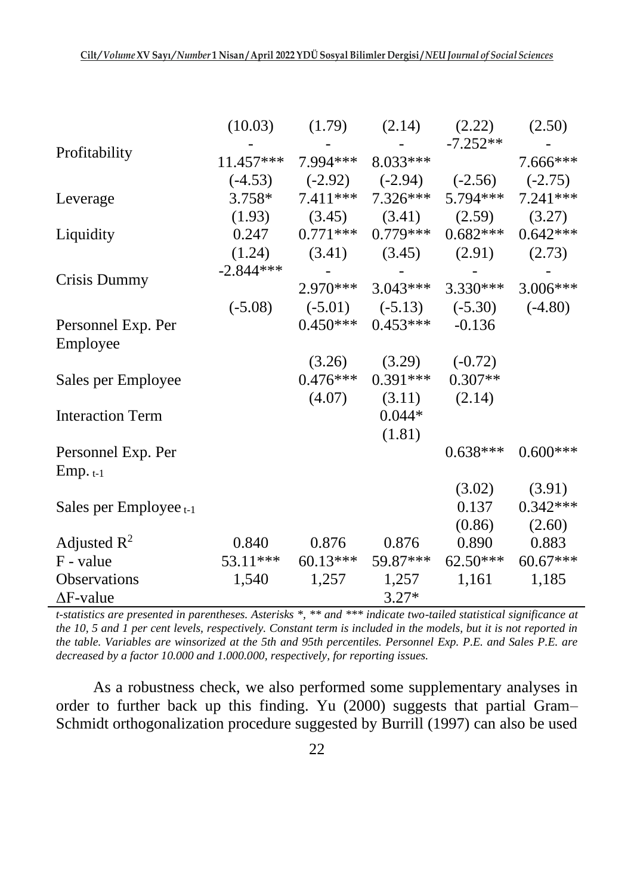| | | | | | |
|---|---|---|---|---|---|
| | (10.03) | (1.79) | (2.14) | (2.22) | (2.50) |
| Profitability | -11.457*** | -7.994*** | -8.033*** | -7.252** | -7.666*** |
| | (-4.53) | (-2.92) | (-2.94) | (-2.56) | (-2.75) |
| Leverage | 3.758* | 7.411*** | 7.326*** | 5.794*** | 7.241*** |
| | (1.93) | (3.45) | (3.41) | (2.59) | (3.27) |
| Liquidity | 0.247 | 0.771*** | 0.779*** | 0.682*** | 0.642*** |
| | (1.24) | (3.41) | (3.45) | (2.91) | (2.73) |
| Crisis Dummy | -2.844*** | -2.970*** | -3.043*** | -3.330*** | -3.006*** |
| | (-5.08) | (-5.01) | (-5.13) | (-5.30) | (-4.80) |
| Personnel Exp. Per Employee | | 0.450*** | 0.453*** | -0.136 | |
| | | (3.26) | (3.29) | (-0.72) | |
| Sales per Employee | | 0.476*** | 0.391*** | 0.307** | |
| | | (4.07) | (3.11) | (2.14) | |
| Interaction Term | | | 0.044* | | |
| | | | (1.81) | | |
| Personnel Exp. Per Emp. $_{t-1}$ | | | | 0.638*** | 0.600*** |
| | | | | (3.02) | (3.91) |
| Sales per Employee $_{t-1}$ | | | | 0.137 | 0.342*** |
| | | | | (0.86) | (2.60) |
| Adjusted $R^2$ | 0.840 | 0.876 | 0.876 | 0.890 | 0.883 |
| F - value | 53.11*** | 60.13*** | 59.87*** | 62.50*** | 60.67*** |
| Observations | 1,540 | 1,257 | 1,257 | 1,161 | 1,185 |
| ΔF-value | | | 3.27* | | |

*t-statistics are presented in parentheses. Asterisks *, ** and *** indicate two-tailed statistical significance at the 10, 5 and 1 per cent levels, respectively. Constant term is included in the models, but it is not reported in the table. Variables are winsorized at the 5th and 95th percentiles. Personnel Exp. P.E. and Sales P.E. are decreased by a factor 10.000 and 1.000.000, respectively, for reporting issues.*

As a robustness check, we also performed some supplementary analyses in order to further back up this finding. Yu (2000) suggests that partial Gram–Schmidt orthogonalization procedure suggested by Burrill (1997) can also be used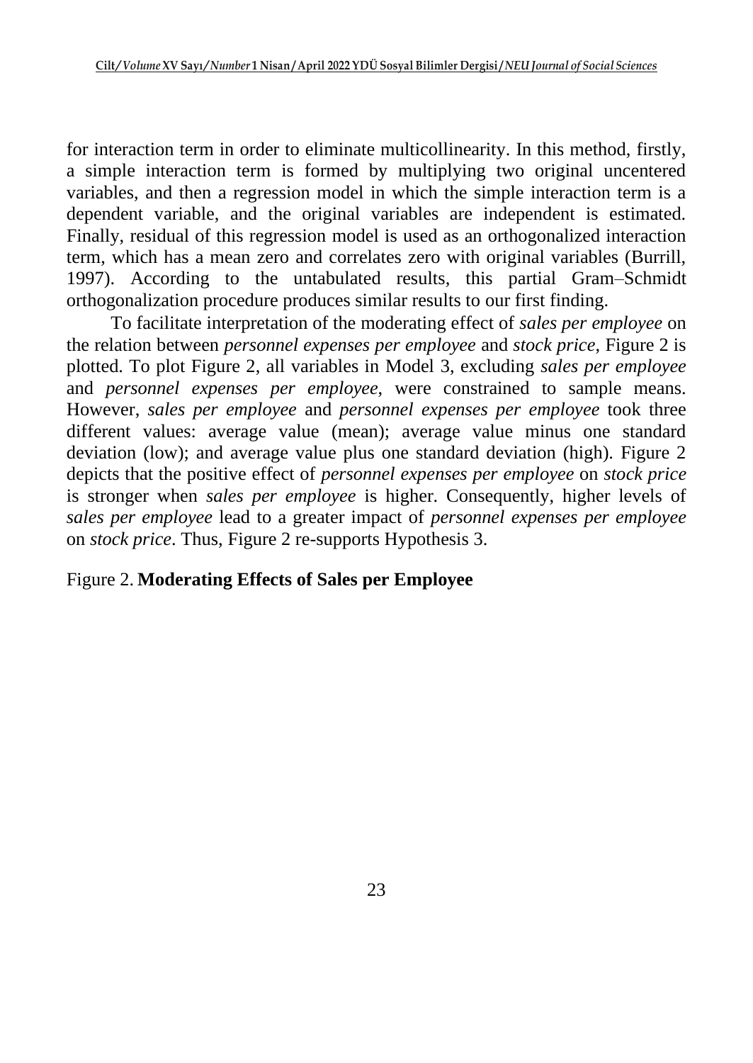for interaction term in order to eliminate multicollinearity. In this method, firstly, a simple interaction term is formed by multiplying two original uncentered variables, and then a regression model in which the simple interaction term is a dependent variable, and the original variables are independent is estimated. Finally, residual of this regression model is used as an orthogonalized interaction term, which has a mean zero and correlates zero with original variables (Burrill, 1997). According to the untabulated results, this partial Gram–Schmidt orthogonalization procedure produces similar results to our first finding.

To facilitate interpretation of the moderating effect of *sales per employee* on the relation between *personnel expenses per employee* and *stock price*, Figure 2 is plotted. To plot Figure 2, all variables in Model 3, excluding *sales per employee* and *personnel expenses per employee*, were constrained to sample means. However, *sales per employee* and *personnel expenses per employee* took three different values: average value (mean); average value minus one standard deviation (low); and average value plus one standard deviation (high). Figure 2 depicts that the positive effect of *personnel expenses per employee* on *stock price* is stronger when *sales per employee* is higher. Consequently, higher levels of *sales per employee* lead to a greater impact of *personnel expenses per employee* on *stock price*. Thus, Figure 2 re-supports Hypothesis 3.

Figure 2. **Moderating Effects of Sales per Employee**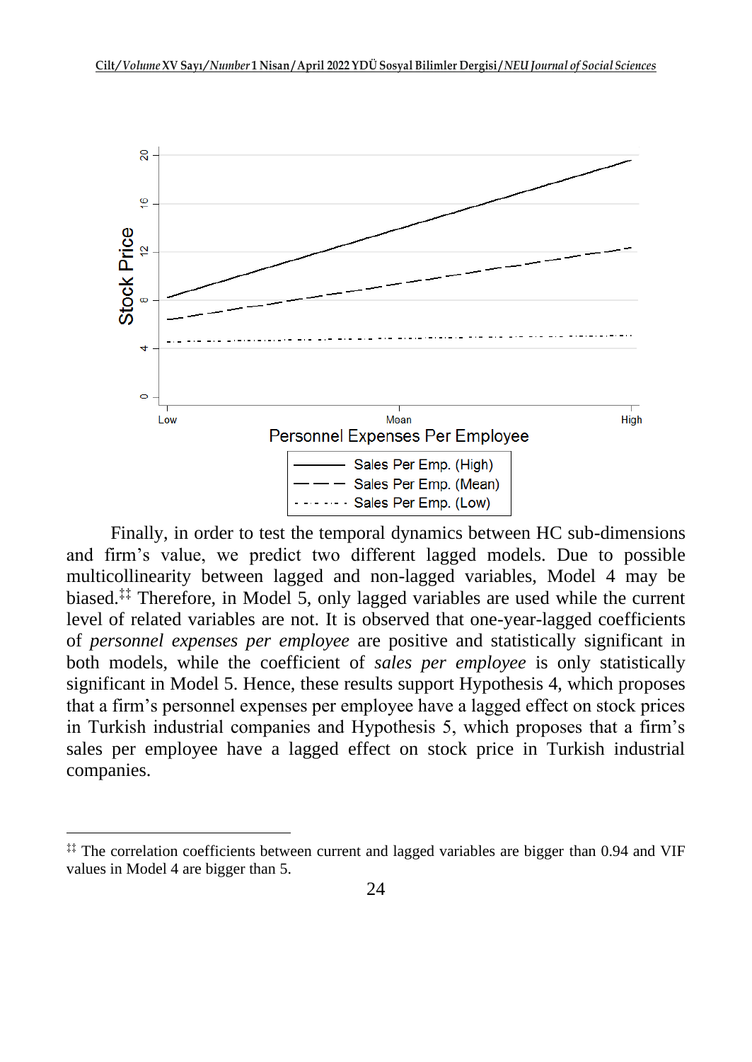Finally, in order to test the temporal dynamics between HC sub-dimensions and firm's value, we predict two different lagged models. Due to possible multicollinearity between lagged and non-lagged variables, Model 4 may be biased.[‡‡] Therefore, in Model 5, only lagged variables are used while the current level of related variables are not. It is observed that one-year-lagged coefficients of *personnel expenses per employee* are positive and statistically significant in both models, while the coefficient of *sales per employee* is only statistically significant in Model 5. Hence, these results support Hypothesis 4, which proposes that a firm's personnel expenses per employee have a lagged effect on stock prices in Turkish industrial companies and Hypothesis 5, which proposes that a firm's sales per employee have a lagged effect on stock price in Turkish industrial companies.

[‡‡] The correlation coefficients between current and lagged variables are bigger than 0.94 and VIF values in Model 4 are bigger than 5.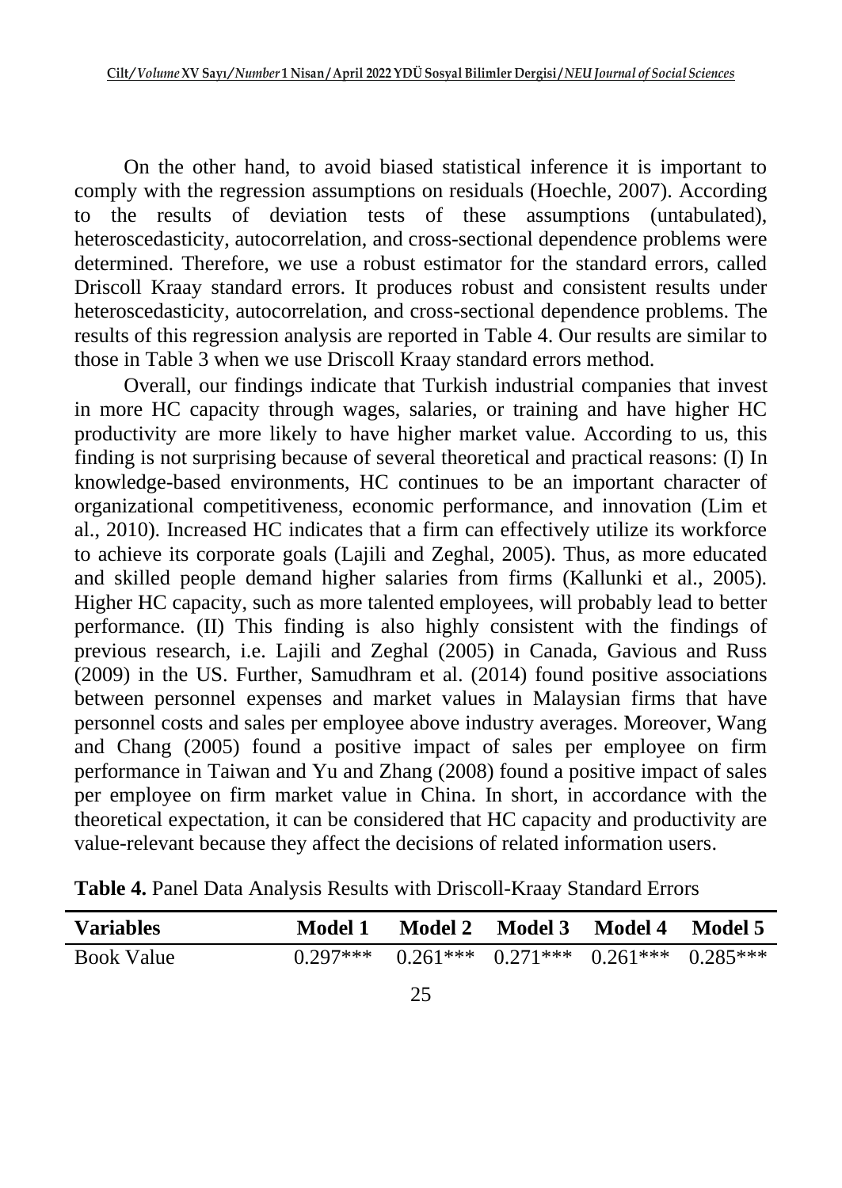On the other hand, to avoid biased statistical inference it is important to comply with the regression assumptions on residuals (Hoechle, 2007). According to the results of deviation tests of these assumptions (untabulated), heteroscedasticity, autocorrelation, and cross-sectional dependence problems were determined. Therefore, we use a robust estimator for the standard errors, called Driscoll Kraay standard errors. It produces robust and consistent results under heteroscedasticity, autocorrelation, and cross-sectional dependence problems. The results of this regression analysis are reported in Table 4. Our results are similar to those in Table 3 when we use Driscoll Kraay standard errors method.

Overall, our findings indicate that Turkish industrial companies that invest in more HC capacity through wages, salaries, or training and have higher HC productivity are more likely to have higher market value. According to us, this finding is not surprising because of several theoretical and practical reasons: (I) In knowledge-based environments, HC continues to be an important character of organizational competitiveness, economic performance, and innovation (Lim et al., 2010). Increased HC indicates that a firm can effectively utilize its workforce to achieve its corporate goals (Lajili and Zeghal, 2005). Thus, as more educated and skilled people demand higher salaries from firms (Kallunki et al., 2005). Higher HC capacity, such as more talented employees, will probably lead to better performance. (II) This finding is also highly consistent with the findings of previous research, i.e. Lajili and Zeghal (2005) in Canada, Gavious and Russ (2009) in the US. Further, Samudhram et al. (2014) found positive associations between personnel expenses and market values in Malaysian firms that have personnel costs and sales per employee above industry averages. Moreover, Wang and Chang (2005) found a positive impact of sales per employee on firm performance in Taiwan and Yu and Zhang (2008) found a positive impact of sales per employee on firm market value in China. In short, in accordance with the theoretical expectation, it can be considered that HC capacity and productivity are value-relevant because they affect the decisions of related information users.

**Table 4.** Panel Data Analysis Results with Driscoll-Kraay Standard Errors

| Variables | Model 1 | Model 2 | Model 3 | Model 4 | Model 5 |
|---|---|---|---|---|---|
| Book Value | 0.297*** | 0.261*** | 0.271*** | 0.261*** | 0.285*** |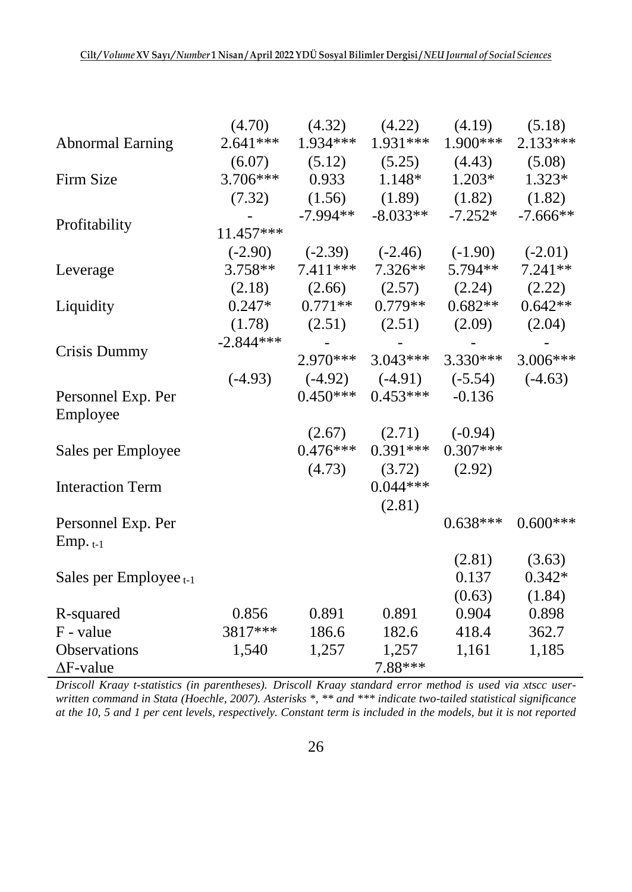| | | | | | |
|---|---|---|---|---|---|
| | (4.70) | (4.32) | (4.22) | (4.19) | (5.18) |
| Abnormal Earning | 2.641*** | 1.934*** | 1.931*** | 1.900*** | 2.133*** |
| | (6.07) | (5.12) | (5.25) | (4.43) | (5.08) |
| Firm Size | 3.706*** | 0.933 | 1.148* | 1.203* | 1.323* |
| | (7.32) | (1.56) | (1.89) | (1.82) | (1.82) |
| Profitability | -11.457*** | -7.994** | -8.033** | -7.252* | -7.666** |
| | (-2.90) | (-2.39) | (-2.46) | (-1.90) | (-2.01) |
| Leverage | 3.758** | 7.411*** | 7.326** | 5.794** | 7.241** |
| | (2.18) | (2.66) | (2.57) | (2.24) | (2.22) |
| Liquidity | 0.247* | 0.771** | 0.779** | 0.682** | 0.642** |
| | (1.78) | (2.51) | (2.51) | (2.09) | (2.04) |
| Crisis Dummy | -2.844*** | -2.970*** | -3.043*** | -3.330*** | -3.006*** |
| | (-4.93) | (-4.92) | (-4.91) | (-5.54) | (-4.63) |
| Personnel Exp. Per Employee | | 0.450*** | 0.453*** | -0.136 | |
| | | (2.67) | (2.71) | (-0.94) | |
| Sales per Employee | | 0.476*** | 0.391*** | 0.307*** | |
| | | (4.73) | (3.72) | (2.92) | |
| Interaction Term | | | 0.044*** | | |
| | | | (2.81) | | |
| Personnel Exp. Per Emp. $_{t-1}$ | | | | 0.638*** | 0.600*** |
| | | | | (2.81) | (3.63) |
| Sales per Employee $_{t-1}$ | | | | 0.137 | 0.342* |
| | | | | (0.63) | (1.84) |
| R-squared | 0.856 | 0.891 | 0.891 | 0.904 | 0.898 |
| F - value | 3817*** | 186.6 | 182.6 | 418.4 | 362.7 |
| Observations | 1,540 | 1,257 | 1,257 | 1,161 | 1,185 |
| ΔF-value | | | 7.88*** | | |

*Driscoll Kraay t-statistics (in parentheses). Driscoll Kraay standard error method is used via xtscc user-written command in Stata (Hoechle, 2007). Asterisks *, ** and *** indicate two-tailed statistical significance at the 10, 5 and 1 per cent levels, respectively. Constant term is included in the models, but it is not reported*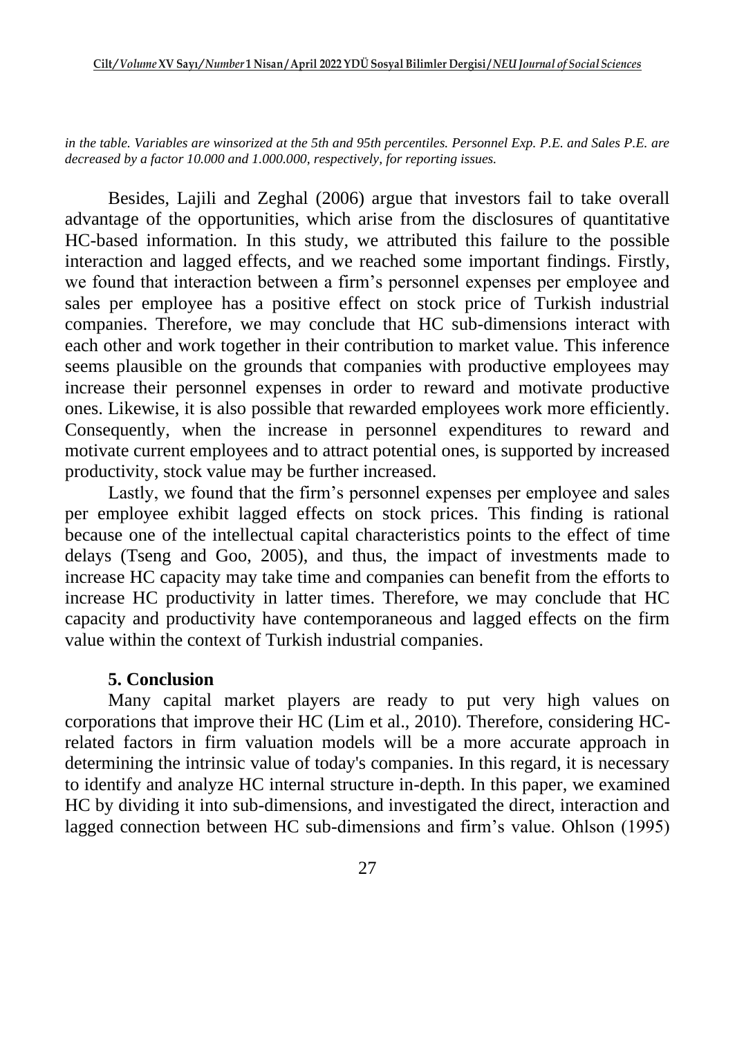*in the table. Variables are winsorized at the 5th and 95th percentiles. Personnel Exp. P.E. and Sales P.E. are decreased by a factor 10.000 and 1.000.000, respectively, for reporting issues.*

Besides, Lajili and Zeghal (2006) argue that investors fail to take overall advantage of the opportunities, which arise from the disclosures of quantitative HC-based information. In this study, we attributed this failure to the possible interaction and lagged effects, and we reached some important findings. Firstly, we found that interaction between a firm's personnel expenses per employee and sales per employee has a positive effect on stock price of Turkish industrial companies. Therefore, we may conclude that HC sub-dimensions interact with each other and work together in their contribution to market value. This inference seems plausible on the grounds that companies with productive employees may increase their personnel expenses in order to reward and motivate productive ones. Likewise, it is also possible that rewarded employees work more efficiently. Consequently, when the increase in personnel expenditures to reward and motivate current employees and to attract potential ones, is supported by increased productivity, stock value may be further increased.

Lastly, we found that the firm's personnel expenses per employee and sales per employee exhibit lagged effects on stock prices. This finding is rational because one of the intellectual capital characteristics points to the effect of time delays (Tseng and Goo, 2005), and thus, the impact of investments made to increase HC capacity may take time and companies can benefit from the efforts to increase HC productivity in latter times. Therefore, we may conclude that HC capacity and productivity have contemporaneous and lagged effects on the firm value within the context of Turkish industrial companies.

## 5. Conclusion

Many capital market players are ready to put very high values on corporations that improve their HC (Lim et al., 2010). Therefore, considering HC-related factors in firm valuation models will be a more accurate approach in determining the intrinsic value of today's companies. In this regard, it is necessary to identify and analyze HC internal structure in-depth. In this paper, we examined HC by dividing it into sub-dimensions, and investigated the direct, interaction and lagged connection between HC sub-dimensions and firm's value. Ohlson (1995)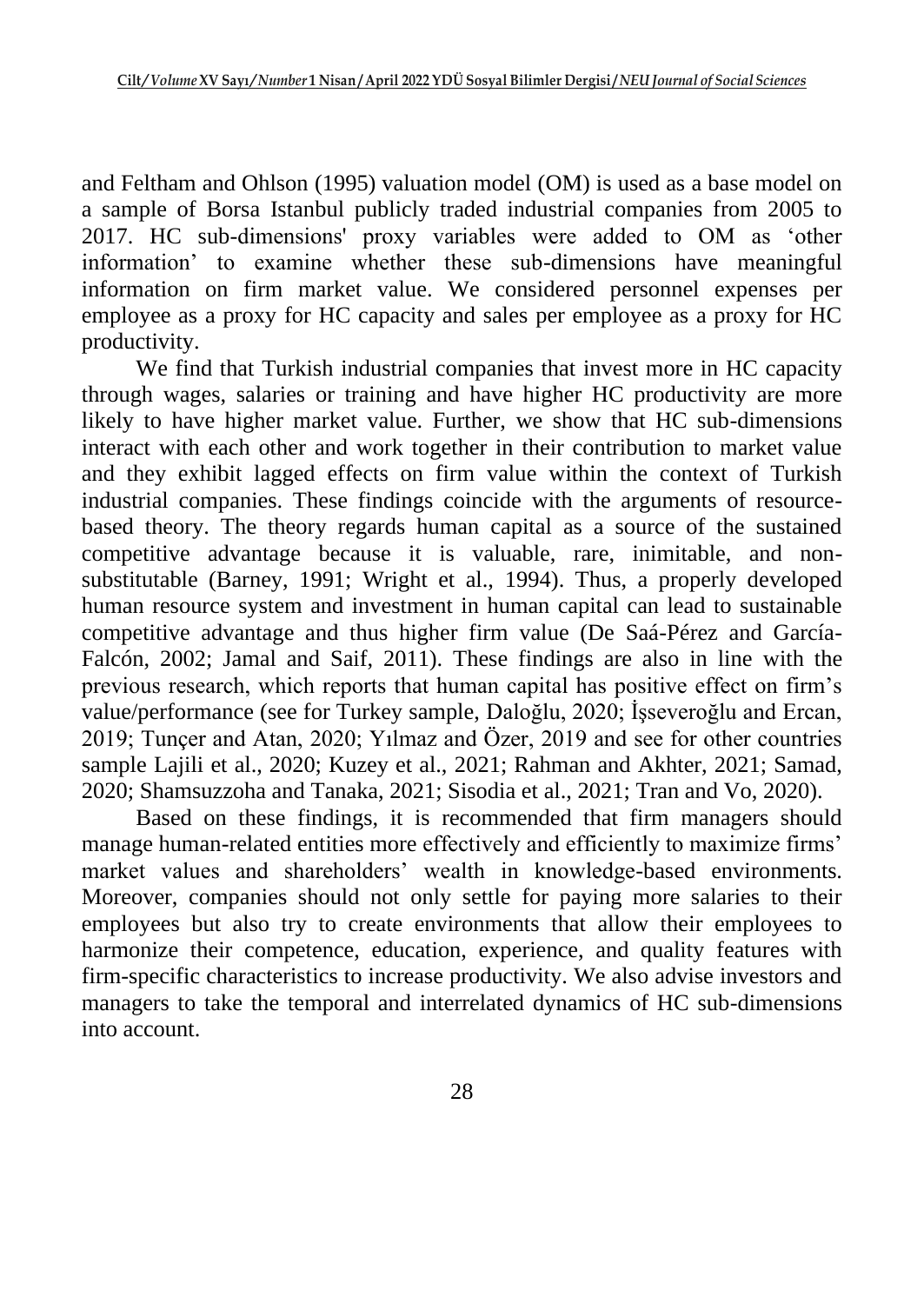and Feltham and Ohlson (1995) valuation model (OM) is used as a base model on a sample of Borsa Istanbul publicly traded industrial companies from 2005 to 2017. HC sub-dimensions' proxy variables were added to OM as 'other information' to examine whether these sub-dimensions have meaningful information on firm market value. We considered personnel expenses per employee as a proxy for HC capacity and sales per employee as a proxy for HC productivity.

We find that Turkish industrial companies that invest more in HC capacity through wages, salaries or training and have higher HC productivity are more likely to have higher market value. Further, we show that HC sub-dimensions interact with each other and work together in their contribution to market value and they exhibit lagged effects on firm value within the context of Turkish industrial companies. These findings coincide with the arguments of resource-based theory. The theory regards human capital as a source of the sustained competitive advantage because it is valuable, rare, inimitable, and non-substitutable (Barney, 1991; Wright et al., 1994). Thus, a properly developed human resource system and investment in human capital can lead to sustainable competitive advantage and thus higher firm value (De Saá-Pérez and García-Falcón, 2002; Jamal and Saif, 2011). These findings are also in line with the previous research, which reports that human capital has positive effect on firm's value/performance (see for Turkey sample, Daloğlu, 2020; İşseveroğlu and Ercan, 2019; Tunçer and Atan, 2020; Yılmaz and Özer, 2019 and see for other countries sample Lajili et al., 2020; Kuzey et al., 2021; Rahman and Akhter, 2021; Samad, 2020; Shamsuzzoha and Tanaka, 2021; Sisodia et al., 2021; Tran and Vo, 2020).

Based on these findings, it is recommended that firm managers should manage human-related entities more effectively and efficiently to maximize firms' market values and shareholders' wealth in knowledge-based environments. Moreover, companies should not only settle for paying more salaries to their employees but also try to create environments that allow their employees to harmonize their competence, education, experience, and quality features with firm-specific characteristics to increase productivity. We also advise investors and managers to take the temporal and interrelated dynamics of HC sub-dimensions into account.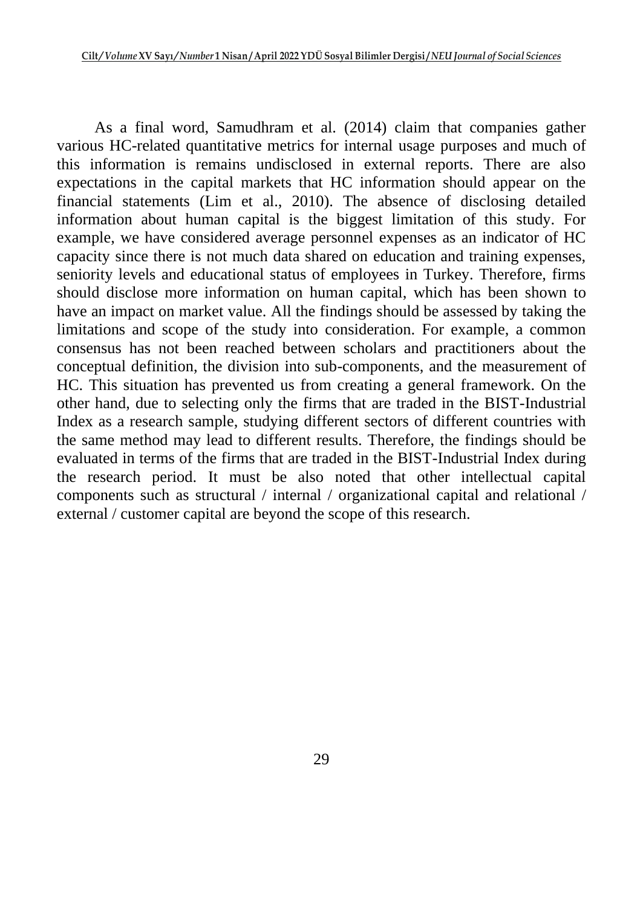As a final word, Samudhram et al. (2014) claim that companies gather various HC-related quantitative metrics for internal usage purposes and much of this information is remains undisclosed in external reports. There are also expectations in the capital markets that HC information should appear on the financial statements (Lim et al., 2010). The absence of disclosing detailed information about human capital is the biggest limitation of this study. For example, we have considered average personnel expenses as an indicator of HC capacity since there is not much data shared on education and training expenses, seniority levels and educational status of employees in Turkey. Therefore, firms should disclose more information on human capital, which has been shown to have an impact on market value. All the findings should be assessed by taking the limitations and scope of the study into consideration. For example, a common consensus has not been reached between scholars and practitioners about the conceptual definition, the division into sub-components, and the measurement of HC. This situation has prevented us from creating a general framework. On the other hand, due to selecting only the firms that are traded in the BIST-Industrial Index as a research sample, studying different sectors of different countries with the same method may lead to different results. Therefore, the findings should be evaluated in terms of the firms that are traded in the BIST-Industrial Index during the research period. It must be also noted that other intellectual capital components such as structural / internal / organizational capital and relational / external / customer capital are beyond the scope of this research.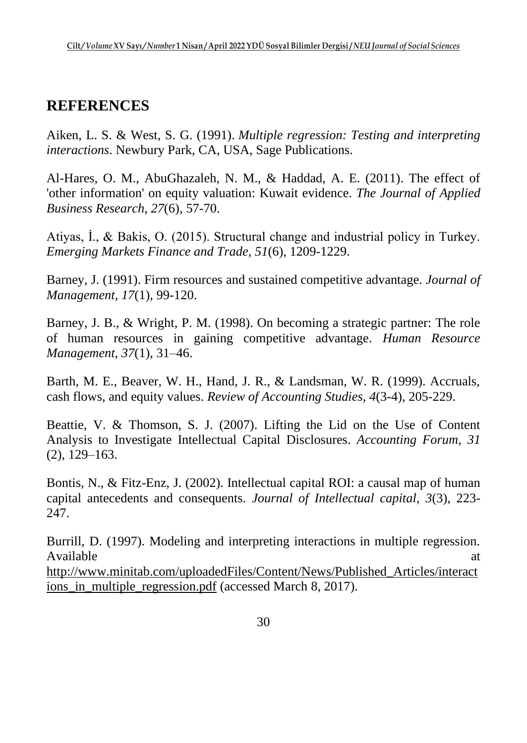## REFERENCES

Aiken, L. S. & West, S. G. (1991). *Multiple regression: Testing and interpreting interactions*. Newbury Park, CA, USA, Sage Publications.

Al-Hares, O. M., AbuGhazaleh, N. M., & Haddad, A. E. (2011). The effect of 'other information' on equity valuation: Kuwait evidence. *The Journal of Applied Business Research, 27*(6), 57-70.

Atiyas, İ., & Bakis, O. (2015). Structural change and industrial policy in Turkey. *Emerging Markets Finance and Trade, 51*(6), 1209-1229.

Barney, J. (1991). Firm resources and sustained competitive advantage. *Journal of Management, 17*(1), 99-120.

Barney, J. B., & Wright, P. M. (1998). On becoming a strategic partner: The role of human resources in gaining competitive advantage. *Human Resource Management, 37*(1), 31–46.

Barth, M. E., Beaver, W. H., Hand, J. R., & Landsman, W. R. (1999). Accruals, cash flows, and equity values. *Review of Accounting Studies, 4*(3-4), 205-229.

Beattie, V. & Thomson, S. J. (2007). Lifting the Lid on the Use of Content Analysis to Investigate Intellectual Capital Disclosures. *Accounting Forum, 31* (2), 129–163.

Bontis, N., & Fitz-Enz, J. (2002). Intellectual capital ROI: a causal map of human capital antecedents and consequents. *Journal of Intellectual capital, 3*(3), 223-247.

Burrill, D. (1997). Modeling and interpreting interactions in multiple regression. Available at http://www.minitab.com/uploadedFiles/Content/News/Published_Articles/interactions_in_multiple_regression.pdf (accessed March 8, 2017).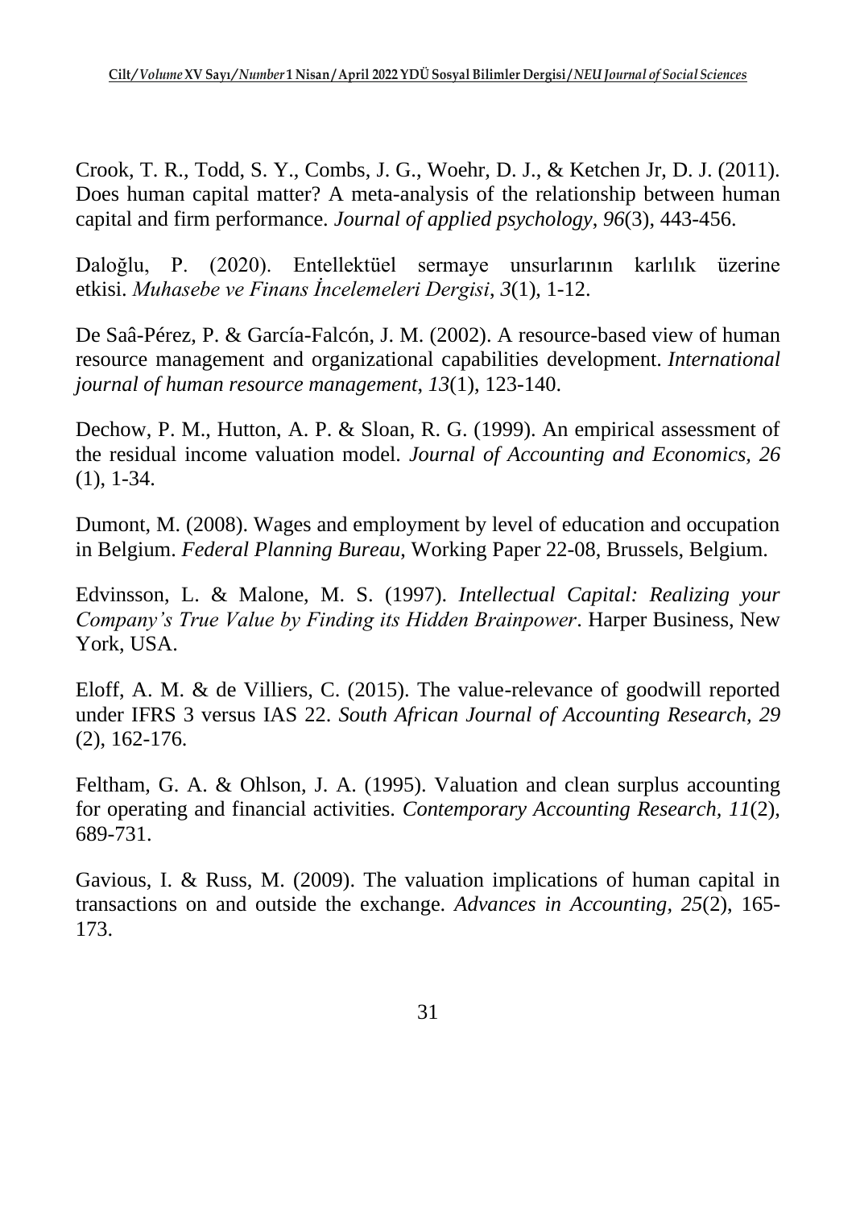Crook, T. R., Todd, S. Y., Combs, J. G., Woehr, D. J., & Ketchen Jr, D. J. (2011). Does human capital matter? A meta-analysis of the relationship between human capital and firm performance. *Journal of applied psychology*, *96*(3), 443-456.

Daloğlu, P. (2020). Entellektüel sermaye unsurlarının karlılık üzerine etkisi. *Muhasebe ve Finans İncelemeleri Dergisi*, *3*(1), 1-12.

De Saâ-Pérez, P. & García-Falcón, J. M. (2002). A resource-based view of human resource management and organizational capabilities development. *International journal of human resource management*, *13*(1), 123-140.

Dechow, P. M., Hutton, A. P. & Sloan, R. G. (1999). An empirical assessment of the residual income valuation model. *Journal of Accounting and Economics, 26* (1), 1-34.

Dumont, M. (2008). Wages and employment by level of education and occupation in Belgium. *Federal Planning Bureau,* Working Paper 22-08, Brussels, Belgium.

Edvinsson, L. & Malone, M. S. (1997). *Intellectual Capital: Realizing your Company's True Value by Finding its Hidden Brainpower*. Harper Business, New York, USA.

Eloff, A. M. & de Villiers, C. (2015). The value-relevance of goodwill reported under IFRS 3 versus IAS 22. *South African Journal of Accounting Research, 29* (2), 162-176.

Feltham, G. A. & Ohlson, J. A. (1995). Valuation and clean surplus accounting for operating and financial activities. *Contemporary Accounting Research, 11*(2), 689-731.

Gavious, I. & Russ, M. (2009). The valuation implications of human capital in transactions on and outside the exchange. *Advances in Accounting, 25*(2), 165-173.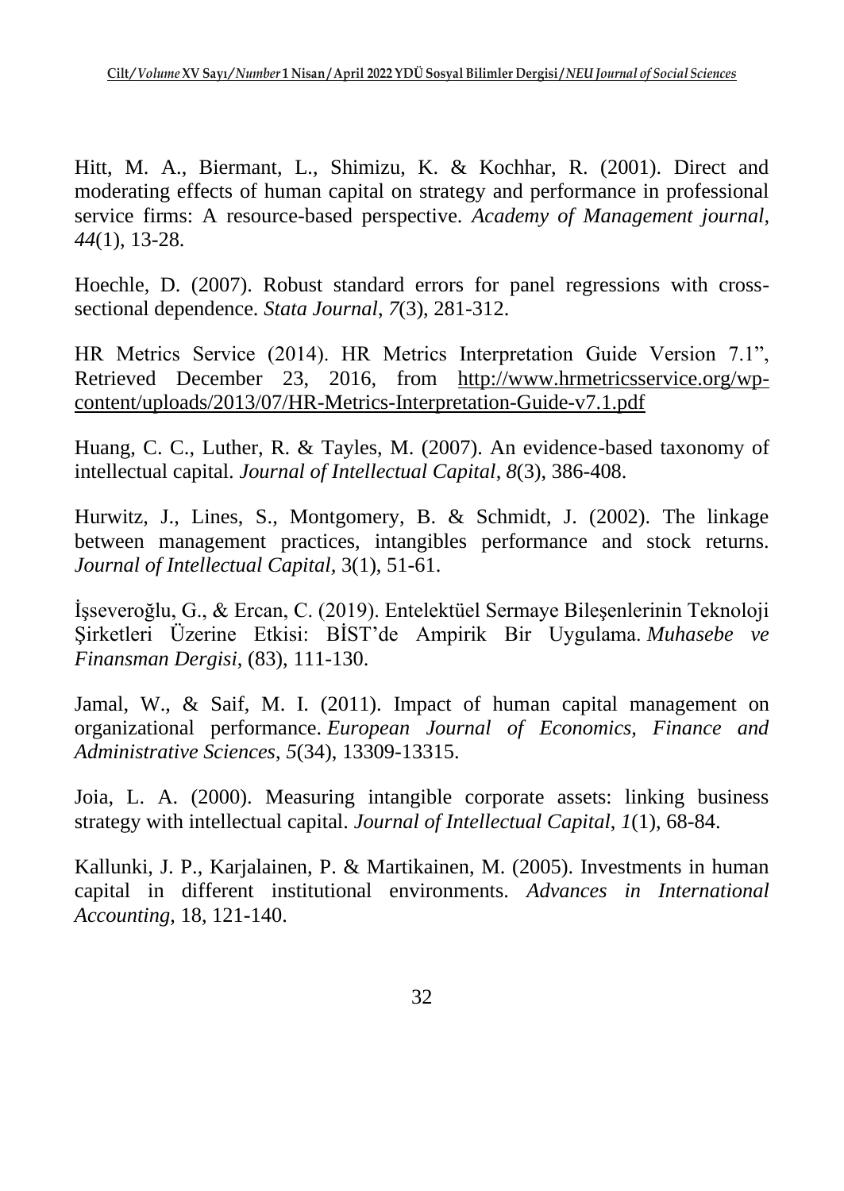Hitt, M. A., Biermant, L., Shimizu, K. & Kochhar, R. (2001). Direct and moderating effects of human capital on strategy and performance in professional service firms: A resource-based perspective. *Academy of Management journal, 44*(1), 13-28.

Hoechle, D. (2007). Robust standard errors for panel regressions with cross-sectional dependence. *Stata Journal*, *7*(3), 281-312.

HR Metrics Service (2014). HR Metrics Interpretation Guide Version 7.1", Retrieved December 23, 2016, from http://www.hrmetricsservice.org/wp-content/uploads/2013/07/HR-Metrics-Interpretation-Guide-v7.1.pdf

Huang, C. C., Luther, R. & Tayles, M. (2007). An evidence-based taxonomy of intellectual capital. *Journal of Intellectual Capital*, *8*(3), 386-408.

Hurwitz, J., Lines, S., Montgomery, B. & Schmidt, J. (2002). The linkage between management practices, intangibles performance and stock returns. *Journal of Intellectual Capital*, 3(1), 51-61.

İşseveroğlu, G., & Ercan, C. (2019). Entelektüel Sermaye Bileşenlerinin Teknoloji Şirketleri Üzerine Etkisi: BİST'de Ampirik Bir Uygulama. *Muhasebe ve Finansman Dergisi*, (83), 111-130.

Jamal, W., & Saif, M. I. (2011). Impact of human capital management on organizational performance. *European Journal of Economics, Finance and Administrative Sciences*, *5*(34), 13309-13315.

Joia, L. A. (2000). Measuring intangible corporate assets: linking business strategy with intellectual capital. *Journal of Intellectual Capital*, *1*(1), 68-84.

Kallunki, J. P., Karjalainen, P. & Martikainen, M. (2005). Investments in human capital in different institutional environments. *Advances in International Accounting*, 18, 121-140.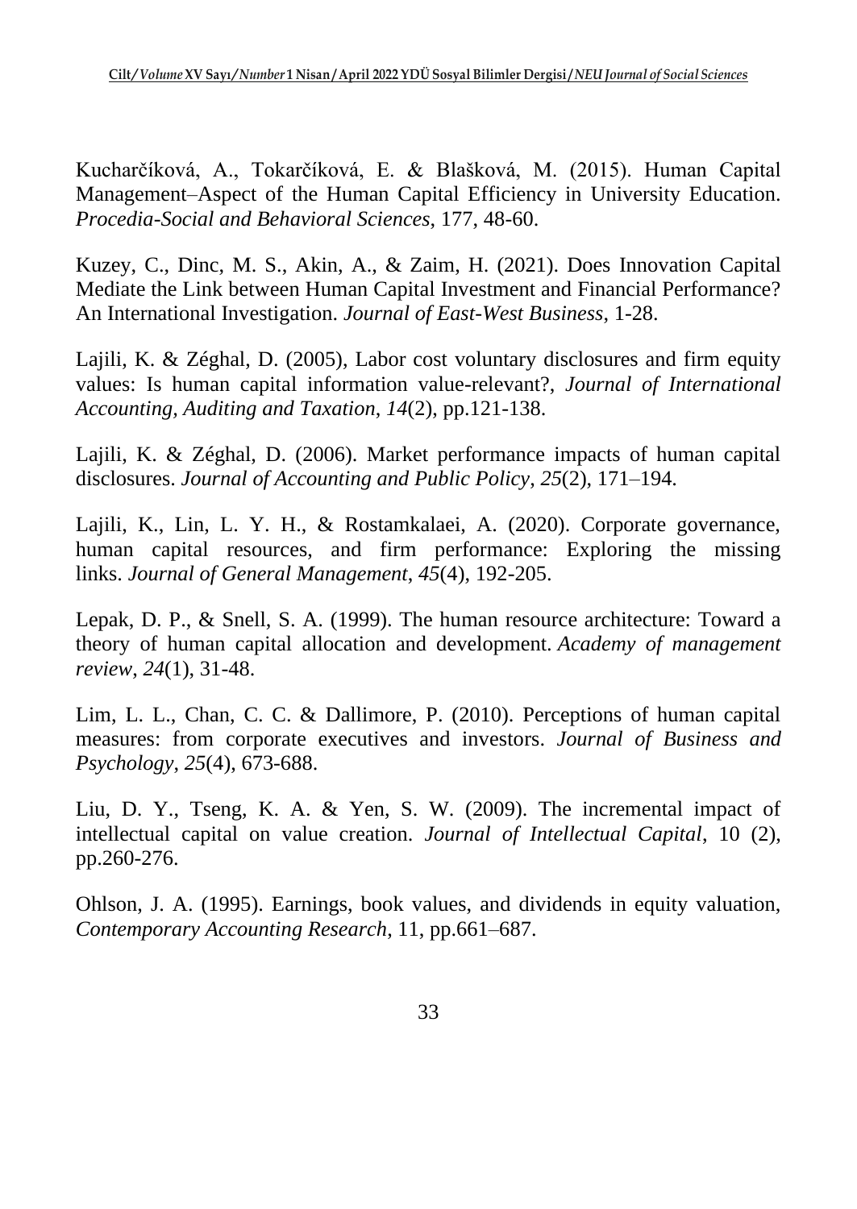Kucharčíková, A., Tokarčíková, E. & Blašková, M. (2015). Human Capital Management–Aspect of the Human Capital Efficiency in University Education. *Procedia-Social and Behavioral Sciences*, 177, 48-60.

Kuzey, C., Dinc, M. S., Akin, A., & Zaim, H. (2021). Does Innovation Capital Mediate the Link between Human Capital Investment and Financial Performance? An International Investigation. *Journal of East-West Business*, 1-28.

Lajili, K. & Zéghal, D. (2005), Labor cost voluntary disclosures and firm equity values: Is human capital information value-relevant?, *Journal of International Accounting, Auditing and Taxation*, *14*(2), pp.121-138.

Lajili, K. & Zéghal, D. (2006). Market performance impacts of human capital disclosures. *Journal of Accounting and Public Policy*, *25*(2), 171–194.

Lajili, K., Lin, L. Y. H., & Rostamkalaei, A. (2020). Corporate governance, human capital resources, and firm performance: Exploring the missing links. *Journal of General Management*, *45*(4), 192-205.

Lepak, D. P., & Snell, S. A. (1999). The human resource architecture: Toward a theory of human capital allocation and development. *Academy of management review*, *24*(1), 31-48.

Lim, L. L., Chan, C. C. & Dallimore, P. (2010). Perceptions of human capital measures: from corporate executives and investors. *Journal of Business and Psychology*, *25*(4), 673-688.

Liu, D. Y., Tseng, K. A. & Yen, S. W. (2009). The incremental impact of intellectual capital on value creation. *Journal of Intellectual Capital*, 10 (2), pp.260-276.

Ohlson, J. A. (1995). Earnings, book values, and dividends in equity valuation, *Contemporary Accounting Research*, 11, pp.661–687.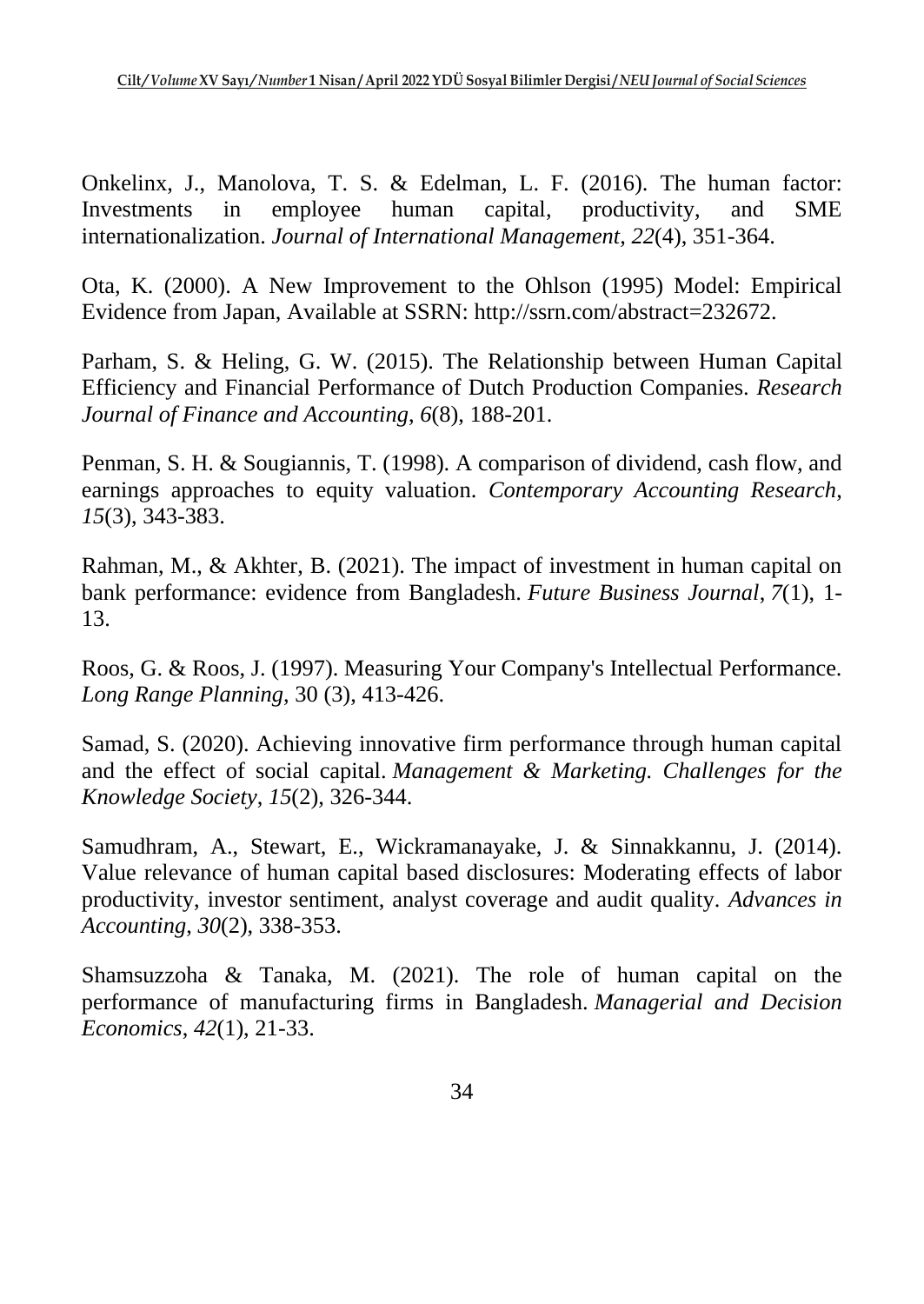Onkelinx, J., Manolova, T. S. & Edelman, L. F. (2016). The human factor: Investments in employee human capital, productivity, and SME internationalization. *Journal of International Management*, *22*(4), 351-364.

Ota, K. (2000). A New Improvement to the Ohlson (1995) Model: Empirical Evidence from Japan, Available at SSRN: http://ssrn.com/abstract=232672.

Parham, S. & Heling, G. W. (2015). The Relationship between Human Capital Efficiency and Financial Performance of Dutch Production Companies. *Research Journal of Finance and Accounting*, *6*(8), 188-201.

Penman, S. H. & Sougiannis, T. (1998). A comparison of dividend, cash flow, and earnings approaches to equity valuation. *Contemporary Accounting Research*, *15*(3), 343-383.

Rahman, M., & Akhter, B. (2021). The impact of investment in human capital on bank performance: evidence from Bangladesh. *Future Business Journal*, *7*(1), 1-13.

Roos, G. & Roos, J. (1997). Measuring Your Company's Intellectual Performance. *Long Range Planning*, 30 (3), 413-426.

Samad, S. (2020). Achieving innovative firm performance through human capital and the effect of social capital. *Management & Marketing. Challenges for the Knowledge Society*, *15*(2), 326-344.

Samudhram, A., Stewart, E., Wickramanayake, J. & Sinnakkannu, J. (2014). Value relevance of human capital based disclosures: Moderating effects of labor productivity, investor sentiment, analyst coverage and audit quality. *Advances in Accounting*, *30*(2), 338-353.

Shamsuzzoha & Tanaka, M. (2021). The role of human capital on the performance of manufacturing firms in Bangladesh. *Managerial and Decision Economics*, *42*(1), 21-33.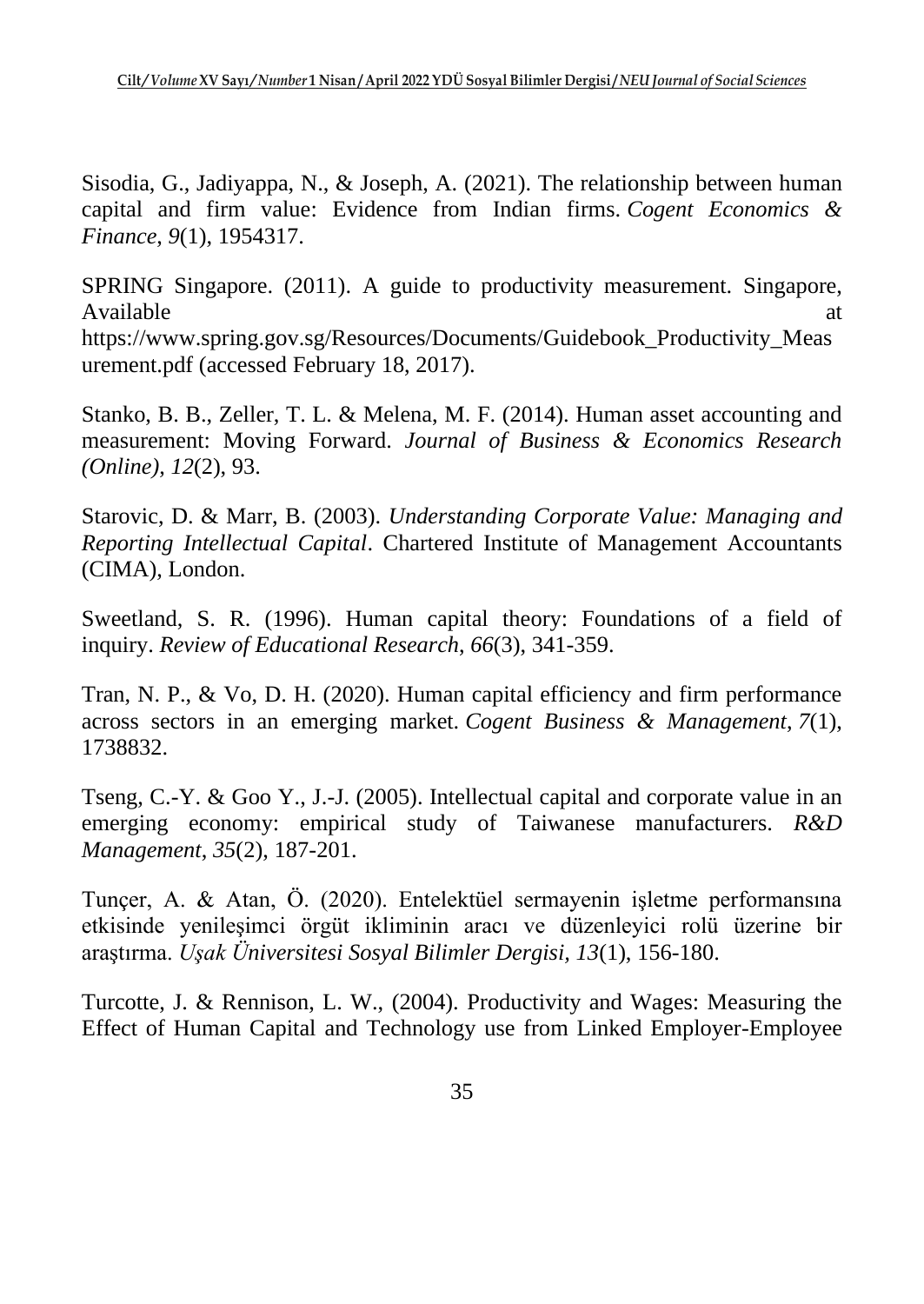Sisodia, G., Jadiyappa, N., & Joseph, A. (2021). The relationship between human capital and firm value: Evidence from Indian firms. *Cogent Economics & Finance*, *9*(1), 1954317.

SPRING Singapore. (2011). A guide to productivity measurement. Singapore, Available at https://www.spring.gov.sg/Resources/Documents/Guidebook_Productivity_Measurement.pdf (accessed February 18, 2017).

Stanko, B. B., Zeller, T. L. & Melena, M. F. (2014). Human asset accounting and measurement: Moving Forward. *Journal of Business & Economics Research (Online)*, *12*(2), 93.

Starovic, D. & Marr, B. (2003). *Understanding Corporate Value: Managing and Reporting Intellectual Capital*. Chartered Institute of Management Accountants (CIMA), London.

Sweetland, S. R. (1996). Human capital theory: Foundations of a field of inquiry. *Review of Educational Research*, *66*(3), 341-359.

Tran, N. P., & Vo, D. H. (2020). Human capital efficiency and firm performance across sectors in an emerging market. *Cogent Business & Management*, *7*(1), 1738832.

Tseng, C.-Y. & Goo Y., J.-J. (2005). Intellectual capital and corporate value in an emerging economy: empirical study of Taiwanese manufacturers. *R&D Management*, *35*(2), 187-201.

Tunçer, A. & Atan, Ö. (2020). Entelektüel sermayenin işletme performansına etkisinde yenileşimci örgüt ikliminin aracı ve düzenleyici rolü üzerine bir araştırma. *Uşak Üniversitesi Sosyal Bilimler Dergisi*, *13*(1), 156-180.

Turcotte, J. & Rennison, L. W., (2004). Productivity and Wages: Measuring the Effect of Human Capital and Technology use from Linked Employer-Employee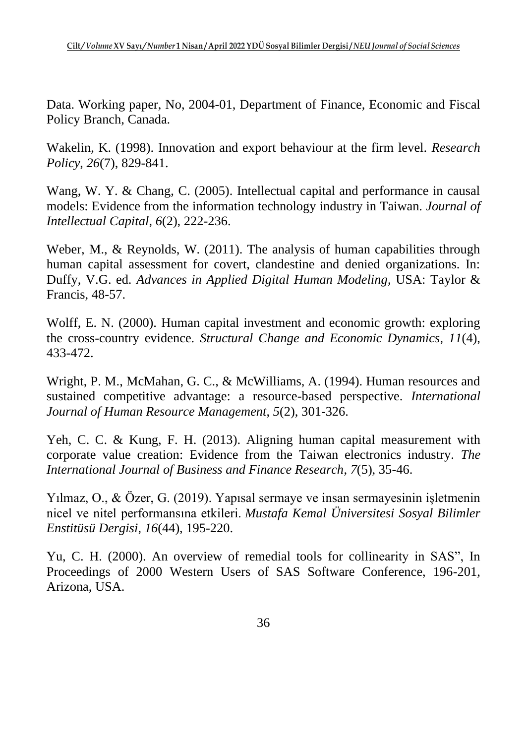Data. Working paper, No, 2004-01, Department of Finance, Economic and Fiscal Policy Branch, Canada.

Wakelin, K. (1998). Innovation and export behaviour at the firm level. *Research Policy*, *26*(7), 829-841.

Wang, W. Y. & Chang, C. (2005). Intellectual capital and performance in causal models: Evidence from the information technology industry in Taiwan. *Journal of Intellectual Capital*, *6*(2), 222-236.

Weber, M., & Reynolds, W. (2011). The analysis of human capabilities through human capital assessment for covert, clandestine and denied organizations. In: Duffy, V.G. ed. *Advances in Applied Digital Human Modeling*, USA: Taylor & Francis, 48-57.

Wolff, E. N. (2000). Human capital investment and economic growth: exploring the cross-country evidence. *Structural Change and Economic Dynamics*, *11*(4), 433-472.

Wright, P. M., McMahan, G. C., & McWilliams, A. (1994). Human resources and sustained competitive advantage: a resource-based perspective. *International Journal of Human Resource Management*, *5*(2), 301-326.

Yeh, C. C. & Kung, F. H. (2013). Aligning human capital measurement with corporate value creation: Evidence from the Taiwan electronics industry. *The International Journal of Business and Finance Research*, *7*(5), 35-46.

Yılmaz, O., & Özer, G. (2019). Yapısal sermaye ve insan sermayesinin işletmenin nicel ve nitel performansına etkileri. *Mustafa Kemal Üniversitesi Sosyal Bilimler Enstitüsü Dergisi*, *16*(44), 195-220.

Yu, C. H. (2000). An overview of remedial tools for collinearity in SAS", In Proceedings of 2000 Western Users of SAS Software Conference, 196-201, Arizona, USA.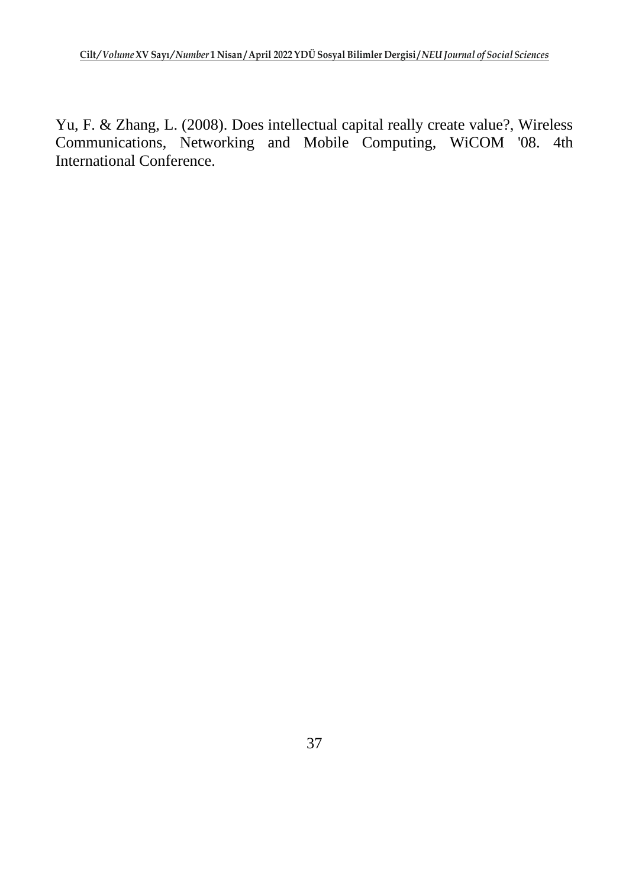Yu, F. & Zhang, L. (2008). Does intellectual capital really create value?, Wireless Communications, Networking and Mobile Computing, WiCOM '08. 4th International Conference.